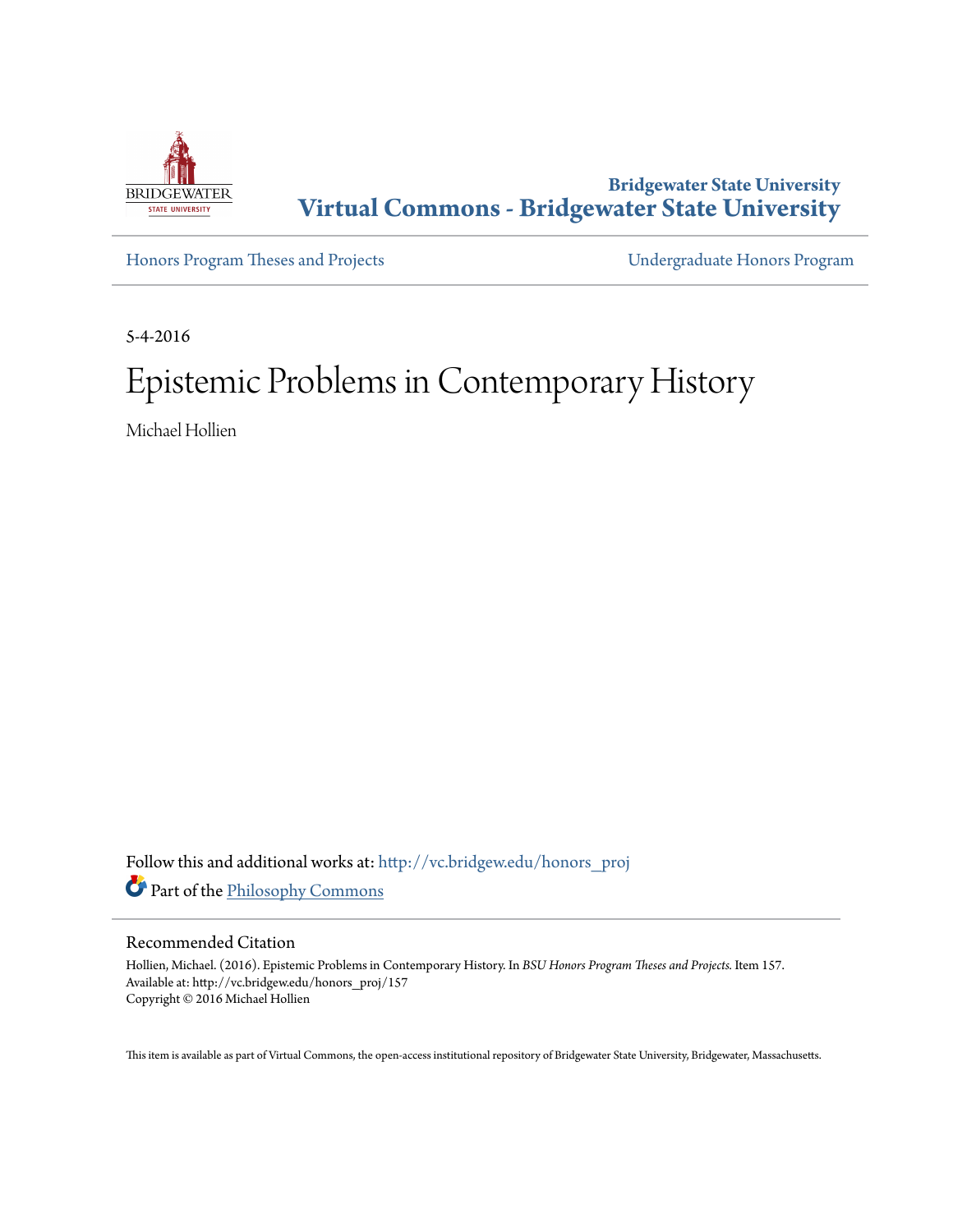Bridgewater State University

# Virtual Commons - Bridgewater State University

Honors Program Theses and Projects | Undergraduate Honors Program

5-4-2016

# Epistemic Problems in Contemporary History

Michael Hollien

Follow this and additional works at: http://vc.bridgew.edu/honors_proj

Part of the Philosophy Commons

## Recommended Citation

Hollien, Michael. (2016). Epistemic Problems in Contemporary History. In *BSU Honors Program Theses and Projects.* Item 157.
Available at: http://vc.bridgew.edu/honors_proj/157
Copyright © 2016 Michael Hollien

This item is available as part of Virtual Commons, the open-access institutional repository of Bridgewater State University, Bridgewater, Massachusetts.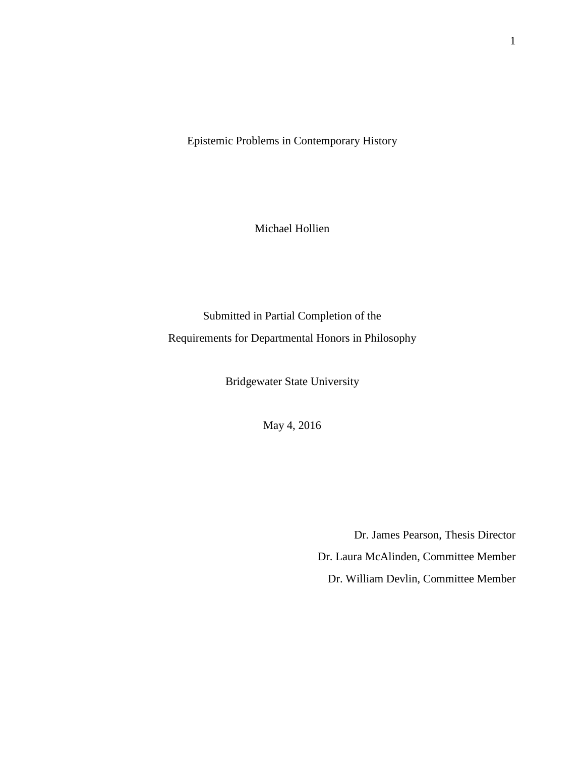# Epistemic Problems in Contemporary History

Michael Hollien

Submitted in Partial Completion of the

Requirements for Departmental Honors in Philosophy

Bridgewater State University

May 4, 2016

Dr. James Pearson, Thesis Director

Dr. Laura McAlinden, Committee Member

Dr. William Devlin, Committee Member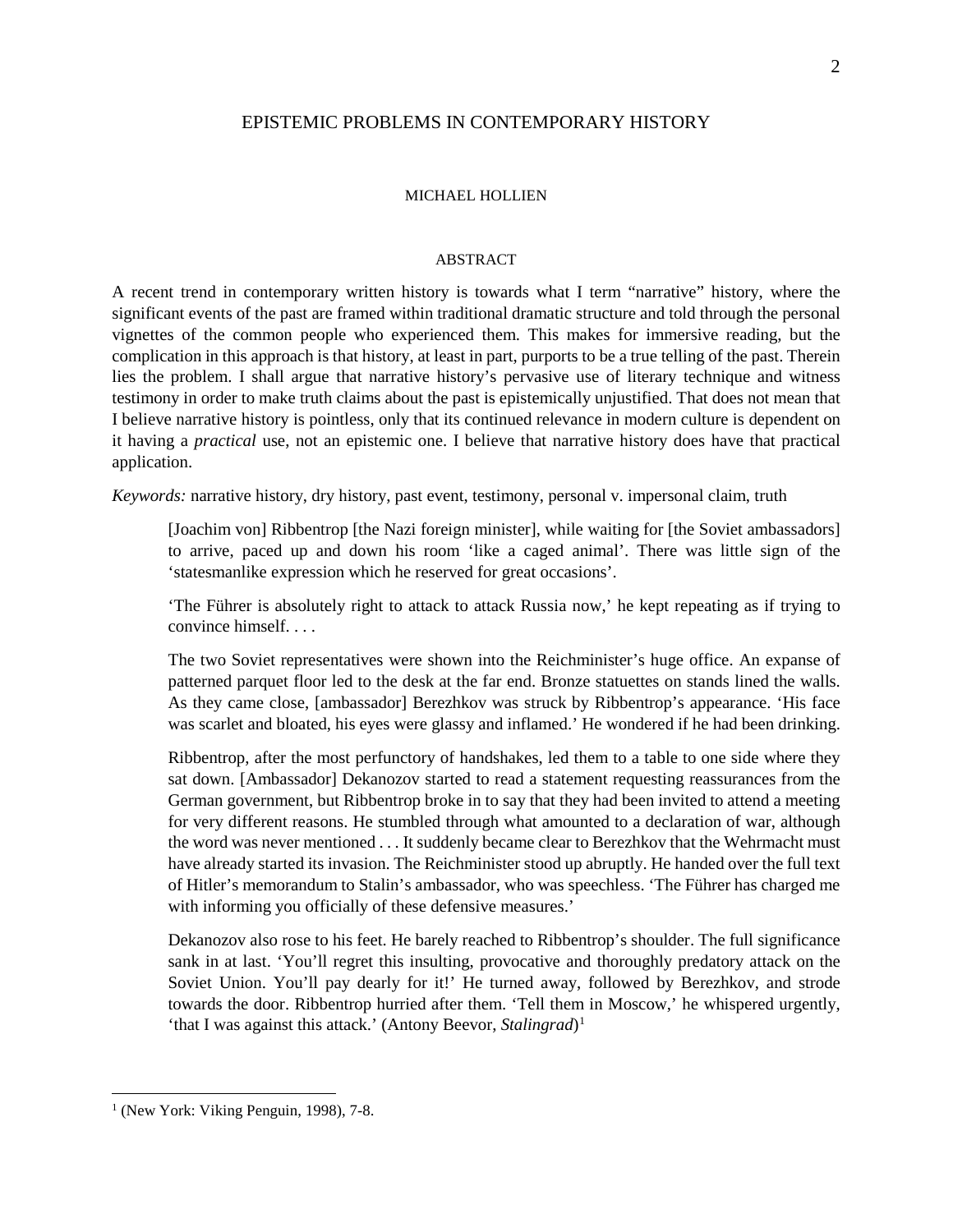# EPISTEMIC PROBLEMS IN CONTEMPORARY HISTORY

MICHAEL HOLLIEN

## ABSTRACT

A recent trend in contemporary written history is towards what I term "narrative" history, where the significant events of the past are framed within traditional dramatic structure and told through the personal vignettes of the common people who experienced them. This makes for immersive reading, but the complication in this approach is that history, at least in part, purports to be a true telling of the past. Therein lies the problem. I shall argue that narrative history's pervasive use of literary technique and witness testimony in order to make truth claims about the past is epistemically unjustified. That does not mean that I believe narrative history is pointless, only that its continued relevance in modern culture is dependent on it having a *practical* use, not an epistemic one. I believe that narrative history does have that practical application.

*Keywords:* narrative history, dry history, past event, testimony, personal v. impersonal claim, truth

> [Joachim von] Ribbentrop [the Nazi foreign minister], while waiting for [the Soviet ambassadors] to arrive, paced up and down his room 'like a caged animal'. There was little sign of the 'statesmanlike expression which he reserved for great occasions'.
>
> 'The Führer is absolutely right to attack to attack Russia now,' he kept repeating as if trying to convince himself. . . .
>
> The two Soviet representatives were shown into the Reichminister's huge office. An expanse of patterned parquet floor led to the desk at the far end. Bronze statuettes on stands lined the walls. As they came close, [ambassador] Berezhkov was struck by Ribbentrop's appearance. 'His face was scarlet and bloated, his eyes were glassy and inflamed.' He wondered if he had been drinking.
>
> Ribbentrop, after the most perfunctory of handshakes, led them to a table to one side where they sat down. [Ambassador] Dekanozov started to read a statement requesting reassurances from the German government, but Ribbentrop broke in to say that they had been invited to attend a meeting for very different reasons. He stumbled through what amounted to a declaration of war, although the word was never mentioned . . . It suddenly became clear to Berezhkov that the Wehrmacht must have already started its invasion. The Reichminister stood up abruptly. He handed over the full text of Hitler's memorandum to Stalin's ambassador, who was speechless. 'The Führer has charged me with informing you officially of these defensive measures.'
>
> Dekanozov also rose to his feet. He barely reached to Ribbentrop's shoulder. The full significance sank in at last. 'You'll regret this insulting, provocative and thoroughly predatory attack on the Soviet Union. You'll pay dearly for it!' He turned away, followed by Berezhkov, and strode towards the door. Ribbentrop hurried after them. 'Tell them in Moscow,' he whispered urgently, 'that I was against this attack.' (Antony Beevor, *Stalingrad*)[1]

---

[1] (New York: Viking Penguin, 1998), 7-8.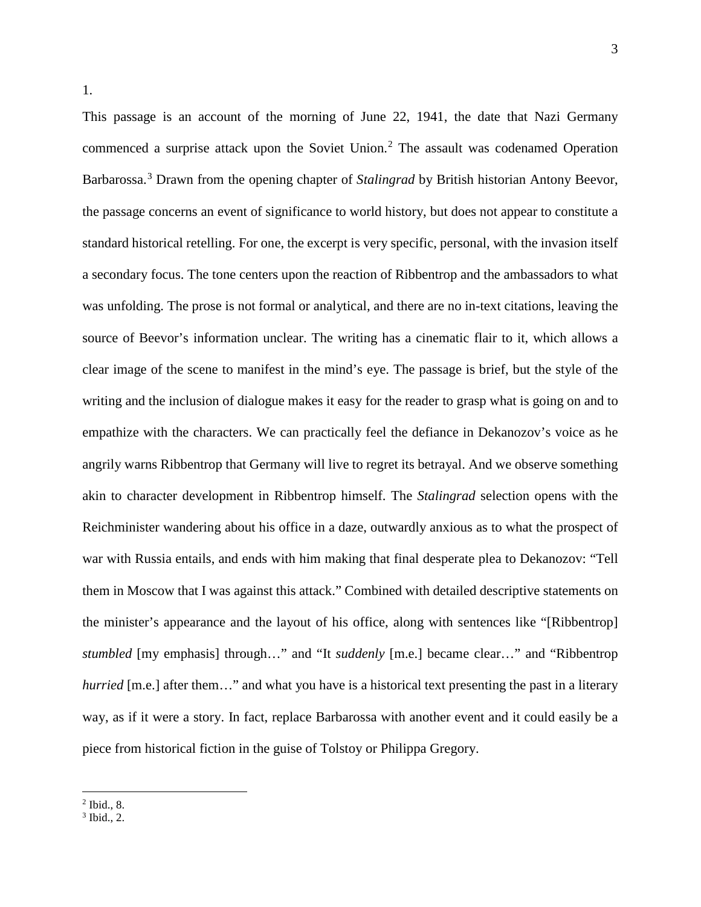1.

This passage is an account of the morning of June 22, 1941, the date that Nazi Germany commenced a surprise attack upon the Soviet Union.[2] The assault was codenamed Operation Barbarossa.[3] Drawn from the opening chapter of *Stalingrad* by British historian Antony Beevor, the passage concerns an event of significance to world history, but does not appear to constitute a standard historical retelling. For one, the excerpt is very specific, personal, with the invasion itself a secondary focus. The tone centers upon the reaction of Ribbentrop and the ambassadors to what was unfolding. The prose is not formal or analytical, and there are no in-text citations, leaving the source of Beevor's information unclear. The writing has a cinematic flair to it, which allows a clear image of the scene to manifest in the mind's eye. The passage is brief, but the style of the writing and the inclusion of dialogue makes it easy for the reader to grasp what is going on and to empathize with the characters. We can practically feel the defiance in Dekanozov's voice as he angrily warns Ribbentrop that Germany will live to regret its betrayal. And we observe something akin to character development in Ribbentrop himself. The *Stalingrad* selection opens with the Reichminister wandering about his office in a daze, outwardly anxious as to what the prospect of war with Russia entails, and ends with him making that final desperate plea to Dekanozov: "Tell them in Moscow that I was against this attack." Combined with detailed descriptive statements on the minister's appearance and the layout of his office, along with sentences like "[Ribbentrop] *stumbled* [my emphasis] through…" and "It *suddenly* [m.e.] became clear…" and "Ribbentrop *hurried* [m.e.] after them…" and what you have is a historical text presenting the past in a literary way, as if it were a story. In fact, replace Barbarossa with another event and it could easily be a piece from historical fiction in the guise of Tolstoy or Philippa Gregory.

---

[2] Ibid., 8.

[3] Ibid., 2.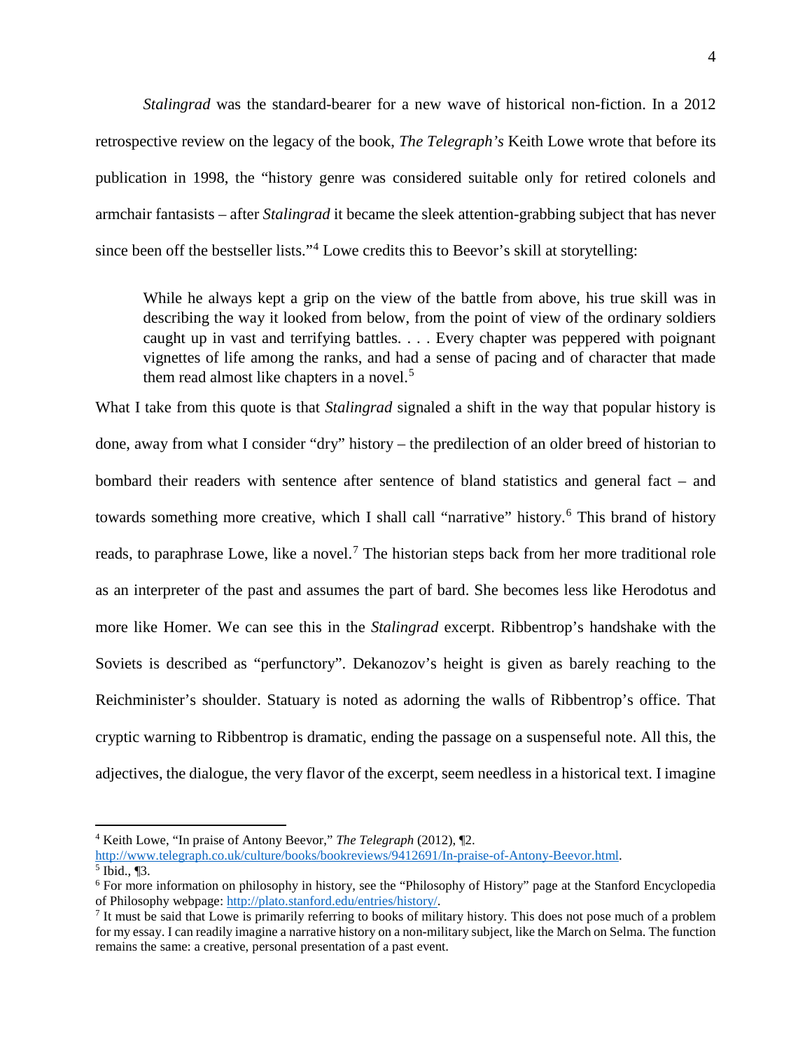*Stalingrad* was the standard-bearer for a new wave of historical non-fiction. In a 2012 retrospective review on the legacy of the book, *The Telegraph's* Keith Lowe wrote that before its publication in 1998, the "history genre was considered suitable only for retired colonels and armchair fantasists – after *Stalingrad* it became the sleek attention-grabbing subject that has never since been off the bestseller lists."[4] Lowe credits this to Beevor's skill at storytelling:

> While he always kept a grip on the view of the battle from above, his true skill was in describing the way it looked from below, from the point of view of the ordinary soldiers caught up in vast and terrifying battles. . . . Every chapter was peppered with poignant vignettes of life among the ranks, and had a sense of pacing and of character that made them read almost like chapters in a novel.[5]

What I take from this quote is that *Stalingrad* signaled a shift in the way that popular history is done, away from what I consider "dry" history – the predilection of an older breed of historian to bombard their readers with sentence after sentence of bland statistics and general fact – and towards something more creative, which I shall call "narrative" history.[6] This brand of history reads, to paraphrase Lowe, like a novel.[7] The historian steps back from her more traditional role as an interpreter of the past and assumes the part of bard. She becomes less like Herodotus and more like Homer. We can see this in the *Stalingrad* excerpt. Ribbentrop's handshake with the Soviets is described as "perfunctory". Dekanozov's height is given as barely reaching to the Reichminister's shoulder. Statuary is noted as adorning the walls of Ribbentrop's office. That cryptic warning to Ribbentrop is dramatic, ending the passage on a suspenseful note. All this, the adjectives, the dialogue, the very flavor of the excerpt, seem needless in a historical text. I imagine

---

[4] Keith Lowe, "In praise of Antony Beevor," *The Telegraph* (2012), ¶2. http://www.telegraph.co.uk/culture/books/bookreviews/9412691/In-praise-of-Antony-Beevor.html.

[5] Ibid., ¶3.

[6] For more information on philosophy in history, see the "Philosophy of History" page at the Stanford Encyclopedia of Philosophy webpage: http://plato.stanford.edu/entries/history/.

[7] It must be said that Lowe is primarily referring to books of military history. This does not pose much of a problem for my essay. I can readily imagine a narrative history on a non-military subject, like the March on Selma. The function remains the same: a creative, personal presentation of a past event.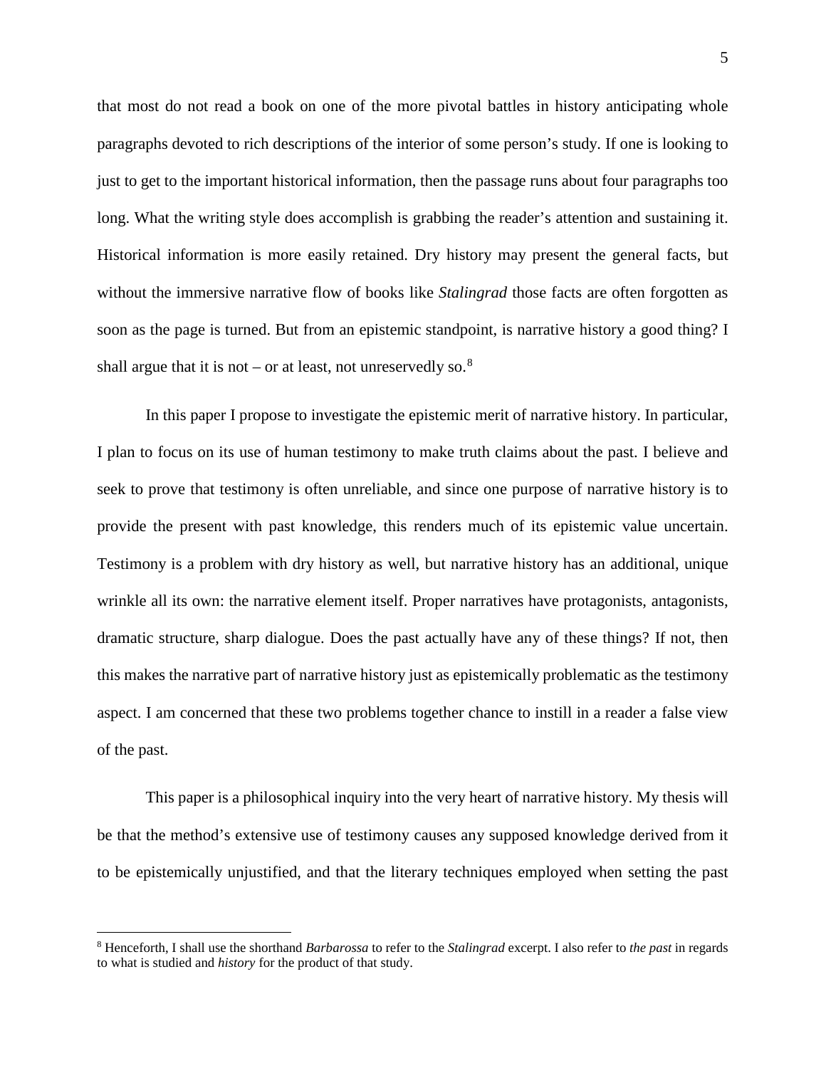that most do not read a book on one of the more pivotal battles in history anticipating whole paragraphs devoted to rich descriptions of the interior of some person's study. If one is looking to just to get to the important historical information, then the passage runs about four paragraphs too long. What the writing style does accomplish is grabbing the reader's attention and sustaining it. Historical information is more easily retained. Dry history may present the general facts, but without the immersive narrative flow of books like *Stalingrad* those facts are often forgotten as soon as the page is turned. But from an epistemic standpoint, is narrative history a good thing? I shall argue that it is not – or at least, not unreservedly so.[8]

In this paper I propose to investigate the epistemic merit of narrative history. In particular, I plan to focus on its use of human testimony to make truth claims about the past. I believe and seek to prove that testimony is often unreliable, and since one purpose of narrative history is to provide the present with past knowledge, this renders much of its epistemic value uncertain. Testimony is a problem with dry history as well, but narrative history has an additional, unique wrinkle all its own: the narrative element itself. Proper narratives have protagonists, antagonists, dramatic structure, sharp dialogue. Does the past actually have any of these things? If not, then this makes the narrative part of narrative history just as epistemically problematic as the testimony aspect. I am concerned that these two problems together chance to instill in a reader a false view of the past.

This paper is a philosophical inquiry into the very heart of narrative history. My thesis will be that the method's extensive use of testimony causes any supposed knowledge derived from it to be epistemically unjustified, and that the literary techniques employed when setting the past

[8] Henceforth, I shall use the shorthand *Barbarossa* to refer to the *Stalingrad* excerpt. I also refer to *the past* in regards to what is studied and *history* for the product of that study.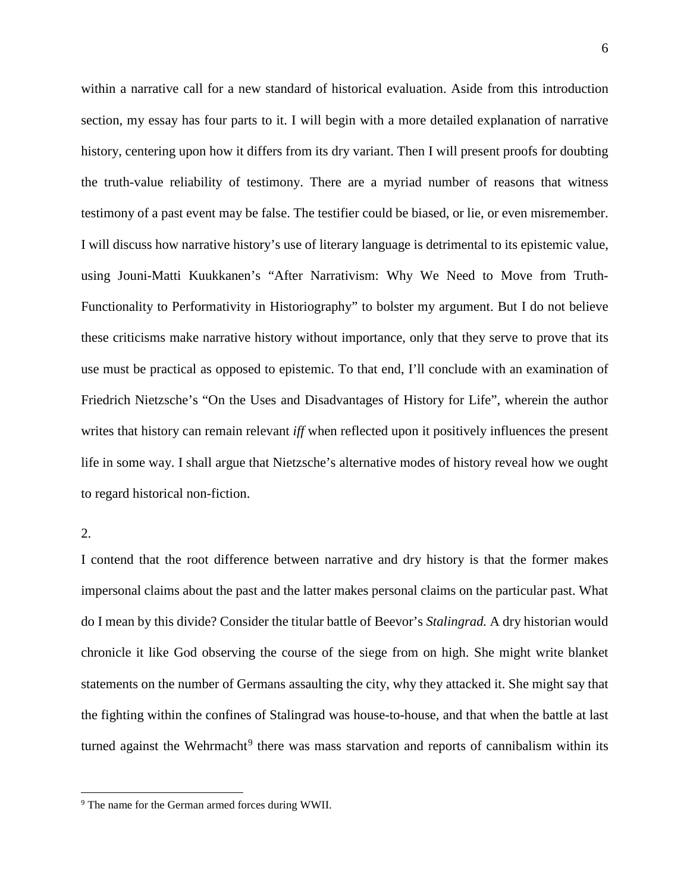within a narrative call for a new standard of historical evaluation. Aside from this introduction section, my essay has four parts to it. I will begin with a more detailed explanation of narrative history, centering upon how it differs from its dry variant. Then I will present proofs for doubting the truth-value reliability of testimony. There are a myriad number of reasons that witness testimony of a past event may be false. The testifier could be biased, or lie, or even misremember. I will discuss how narrative history's use of literary language is detrimental to its epistemic value, using Jouni-Matti Kuukkanen's "After Narrativism: Why We Need to Move from Truth-Functionality to Performativity in Historiography" to bolster my argument. But I do not believe these criticisms make narrative history without importance, only that they serve to prove that its use must be practical as opposed to epistemic. To that end, I'll conclude with an examination of Friedrich Nietzsche's "On the Uses and Disadvantages of History for Life", wherein the author writes that history can remain relevant *iff* when reflected upon it positively influences the present life in some way. I shall argue that Nietzsche's alternative modes of history reveal how we ought to regard historical non-fiction.

2.

I contend that the root difference between narrative and dry history is that the former makes impersonal claims about the past and the latter makes personal claims on the particular past. What do I mean by this divide? Consider the titular battle of Beevor's *Stalingrad.* A dry historian would chronicle it like God observing the course of the siege from on high. She might write blanket statements on the number of Germans assaulting the city, why they attacked it. She might say that the fighting within the confines of Stalingrad was house-to-house, and that when the battle at last turned against the Wehrmacht[9] there was mass starvation and reports of cannibalism within its

[9] The name for the German armed forces during WWII.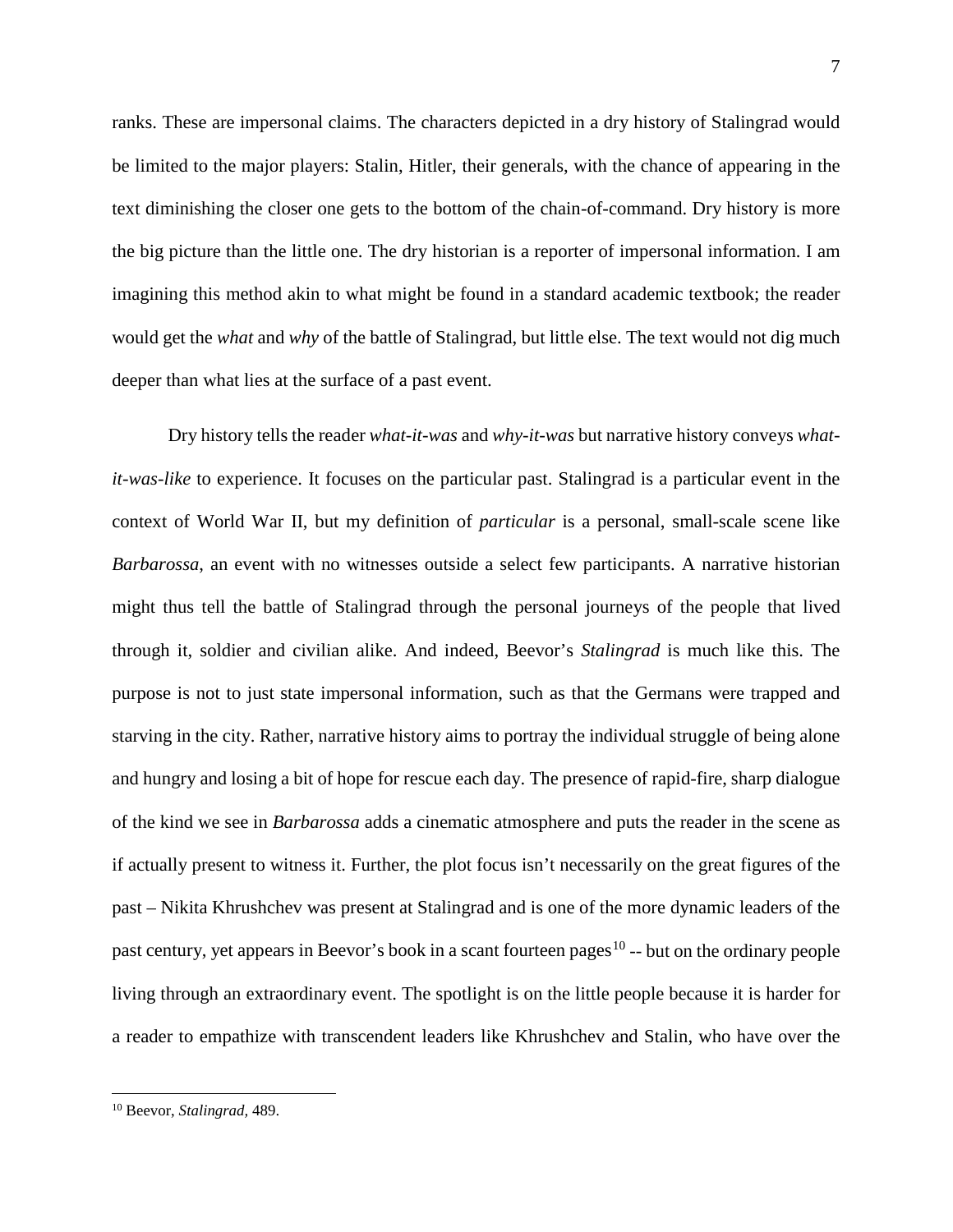ranks. These are impersonal claims. The characters depicted in a dry history of Stalingrad would be limited to the major players: Stalin, Hitler, their generals, with the chance of appearing in the text diminishing the closer one gets to the bottom of the chain-of-command. Dry history is more the big picture than the little one. The dry historian is a reporter of impersonal information. I am imagining this method akin to what might be found in a standard academic textbook; the reader would get the *what* and *why* of the battle of Stalingrad, but little else. The text would not dig much deeper than what lies at the surface of a past event.

Dry history tells the reader *what-it-was* and *why-it-was* but narrative history conveys *what-it-was-like* to experience. It focuses on the particular past. Stalingrad is a particular event in the context of World War II, but my definition of *particular* is a personal, small-scale scene like *Barbarossa*, an event with no witnesses outside a select few participants. A narrative historian might thus tell the battle of Stalingrad through the personal journeys of the people that lived through it, soldier and civilian alike. And indeed, Beevor's *Stalingrad* is much like this. The purpose is not to just state impersonal information, such as that the Germans were trapped and starving in the city. Rather, narrative history aims to portray the individual struggle of being alone and hungry and losing a bit of hope for rescue each day. The presence of rapid-fire, sharp dialogue of the kind we see in *Barbarossa* adds a cinematic atmosphere and puts the reader in the scene as if actually present to witness it. Further, the plot focus isn't necessarily on the great figures of the past – Nikita Khrushchev was present at Stalingrad and is one of the more dynamic leaders of the past century, yet appears in Beevor's book in a scant fourteen pages[10] -- but on the ordinary people living through an extraordinary event. The spotlight is on the little people because it is harder for a reader to empathize with transcendent leaders like Khrushchev and Stalin, who have over the

[10] Beevor, *Stalingrad,* 489.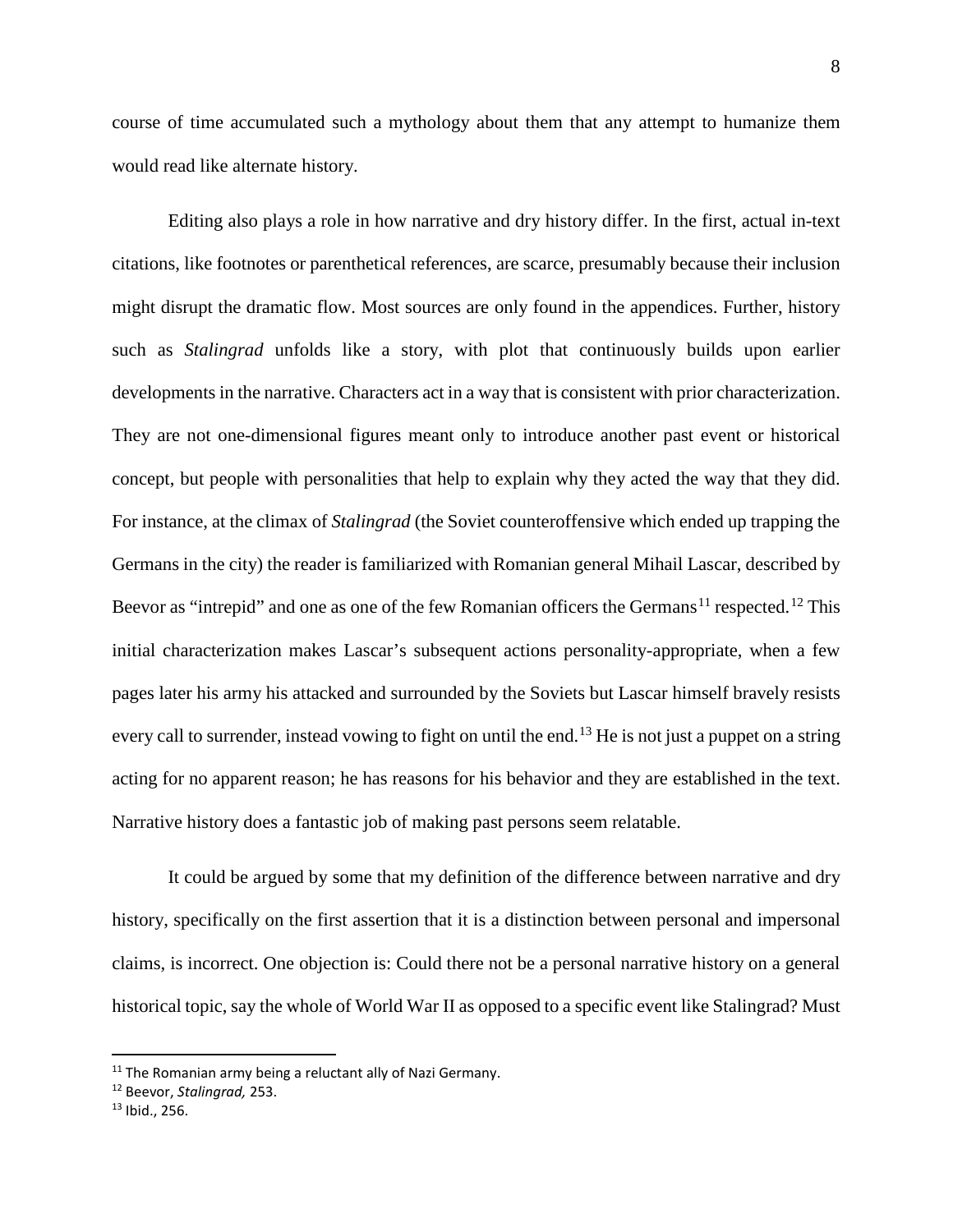course of time accumulated such a mythology about them that any attempt to humanize them would read like alternate history.

Editing also plays a role in how narrative and dry history differ. In the first, actual in-text citations, like footnotes or parenthetical references, are scarce, presumably because their inclusion might disrupt the dramatic flow. Most sources are only found in the appendices. Further, history such as *Stalingrad* unfolds like a story, with plot that continuously builds upon earlier developments in the narrative. Characters act in a way that is consistent with prior characterization. They are not one-dimensional figures meant only to introduce another past event or historical concept, but people with personalities that help to explain why they acted the way that they did. For instance, at the climax of *Stalingrad* (the Soviet counteroffensive which ended up trapping the Germans in the city) the reader is familiarized with Romanian general Mihail Lascar, described by Beevor as "intrepid" and one as one of the few Romanian officers the Germans[11] respected.[12] This initial characterization makes Lascar's subsequent actions personality-appropriate, when a few pages later his army his attacked and surrounded by the Soviets but Lascar himself bravely resists every call to surrender, instead vowing to fight on until the end.[13] He is not just a puppet on a string acting for no apparent reason; he has reasons for his behavior and they are established in the text. Narrative history does a fantastic job of making past persons seem relatable.

It could be argued by some that my definition of the difference between narrative and dry history, specifically on the first assertion that it is a distinction between personal and impersonal claims, is incorrect. One objection is: Could there not be a personal narrative history on a general historical topic, say the whole of World War II as opposed to a specific event like Stalingrad? Must

---

[11] The Romanian army being a reluctant ally of Nazi Germany.

[12] Beevor, *Stalingrad,* 253.

[13] Ibid., 256.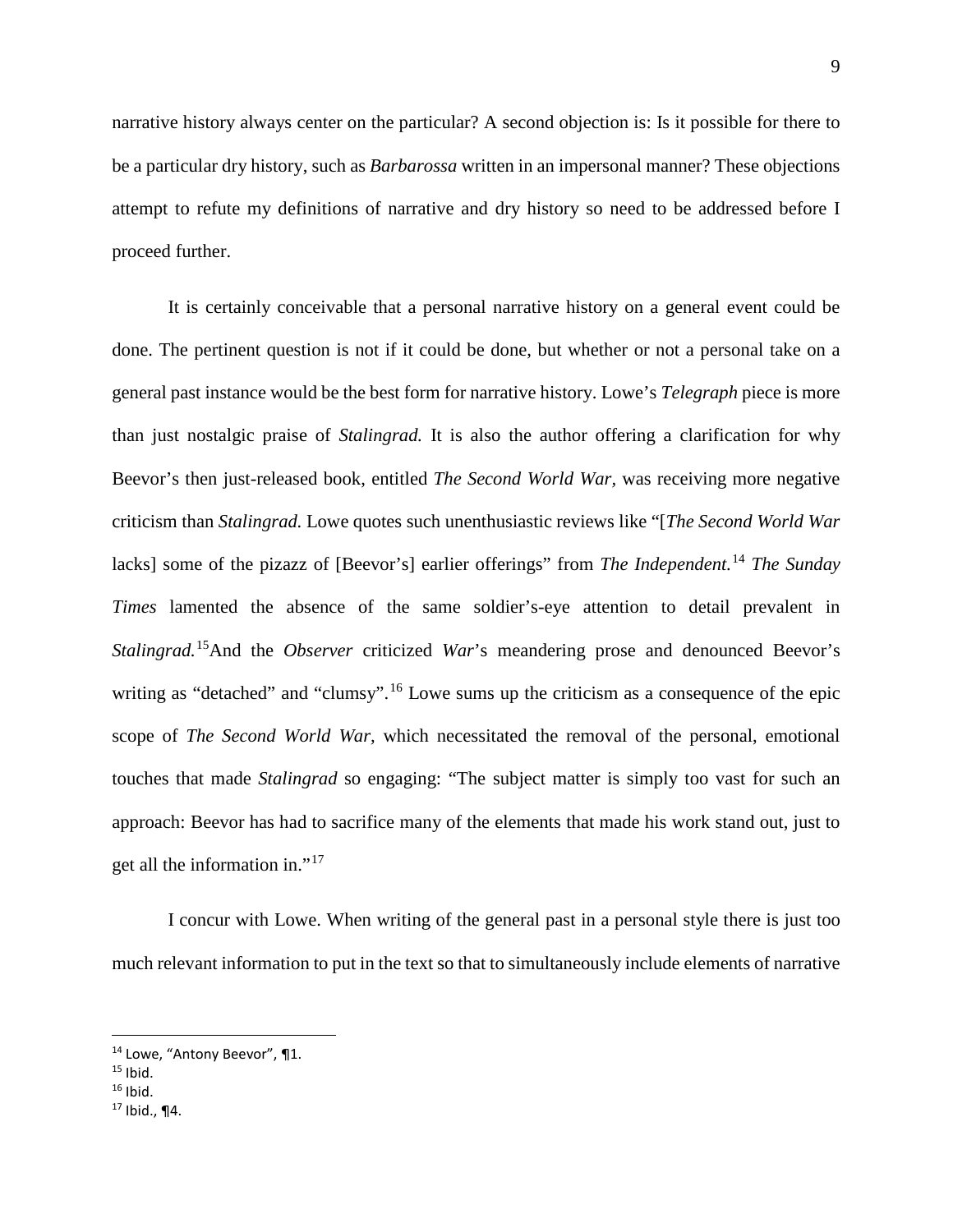narrative history always center on the particular? A second objection is: Is it possible for there to be a particular dry history, such as *Barbarossa* written in an impersonal manner? These objections attempt to refute my definitions of narrative and dry history so need to be addressed before I proceed further.

It is certainly conceivable that a personal narrative history on a general event could be done. The pertinent question is not if it could be done, but whether or not a personal take on a general past instance would be the best form for narrative history. Lowe's *Telegraph* piece is more than just nostalgic praise of *Stalingrad.* It is also the author offering a clarification for why Beevor's then just-released book, entitled *The Second World War,* was receiving more negative criticism than *Stalingrad.* Lowe quotes such unenthusiastic reviews like "[*The Second World War* lacks] some of the pizazz of [Beevor's] earlier offerings" from *The Independent.*[14] *The Sunday Times* lamented the absence of the same soldier's-eye attention to detail prevalent in *Stalingrad.*[15]And the *Observer* criticized *War*'s meandering prose and denounced Beevor's writing as "detached" and "clumsy".[16] Lowe sums up the criticism as a consequence of the epic scope of *The Second World War,* which necessitated the removal of the personal, emotional touches that made *Stalingrad* so engaging: "The subject matter is simply too vast for such an approach: Beevor has had to sacrifice many of the elements that made his work stand out, just to get all the information in."[17]

I concur with Lowe. When writing of the general past in a personal style there is just too much relevant information to put in the text so that to simultaneously include elements of narrative

---

[14] Lowe, "Antony Beevor", ¶1.
[15] Ibid.
[16] Ibid.
[17] Ibid., ¶4.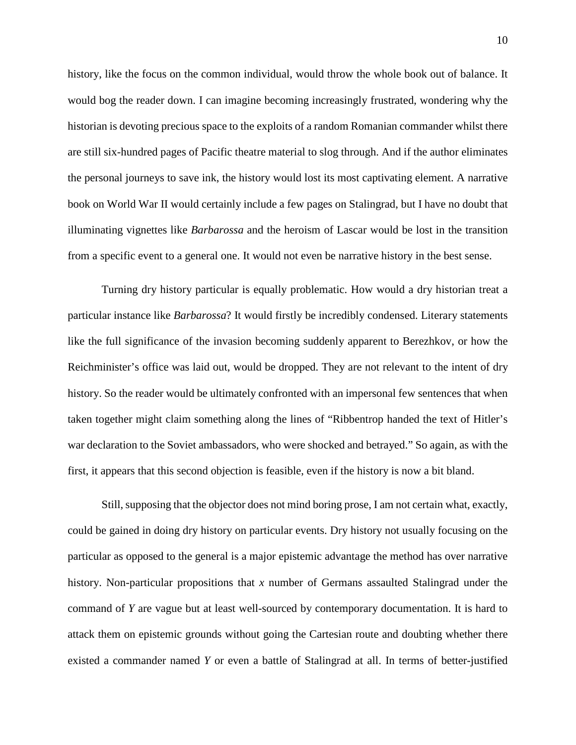history, like the focus on the common individual, would throw the whole book out of balance. It would bog the reader down. I can imagine becoming increasingly frustrated, wondering why the historian is devoting precious space to the exploits of a random Romanian commander whilst there are still six-hundred pages of Pacific theatre material to slog through. And if the author eliminates the personal journeys to save ink, the history would lost its most captivating element. A narrative book on World War II would certainly include a few pages on Stalingrad, but I have no doubt that illuminating vignettes like *Barbarossa* and the heroism of Lascar would be lost in the transition from a specific event to a general one. It would not even be narrative history in the best sense.

Turning dry history particular is equally problematic. How would a dry historian treat a particular instance like *Barbarossa*? It would firstly be incredibly condensed. Literary statements like the full significance of the invasion becoming suddenly apparent to Berezhkov, or how the Reichminister's office was laid out, would be dropped. They are not relevant to the intent of dry history. So the reader would be ultimately confronted with an impersonal few sentences that when taken together might claim something along the lines of "Ribbentrop handed the text of Hitler's war declaration to the Soviet ambassadors, who were shocked and betrayed." So again, as with the first, it appears that this second objection is feasible, even if the history is now a bit bland.

Still, supposing that the objector does not mind boring prose, I am not certain what, exactly, could be gained in doing dry history on particular events. Dry history not usually focusing on the particular as opposed to the general is a major epistemic advantage the method has over narrative history. Non-particular propositions that *x* number of Germans assaulted Stalingrad under the command of *Y* are vague but at least well-sourced by contemporary documentation. It is hard to attack them on epistemic grounds without going the Cartesian route and doubting whether there existed a commander named *Y* or even a battle of Stalingrad at all. In terms of better-justified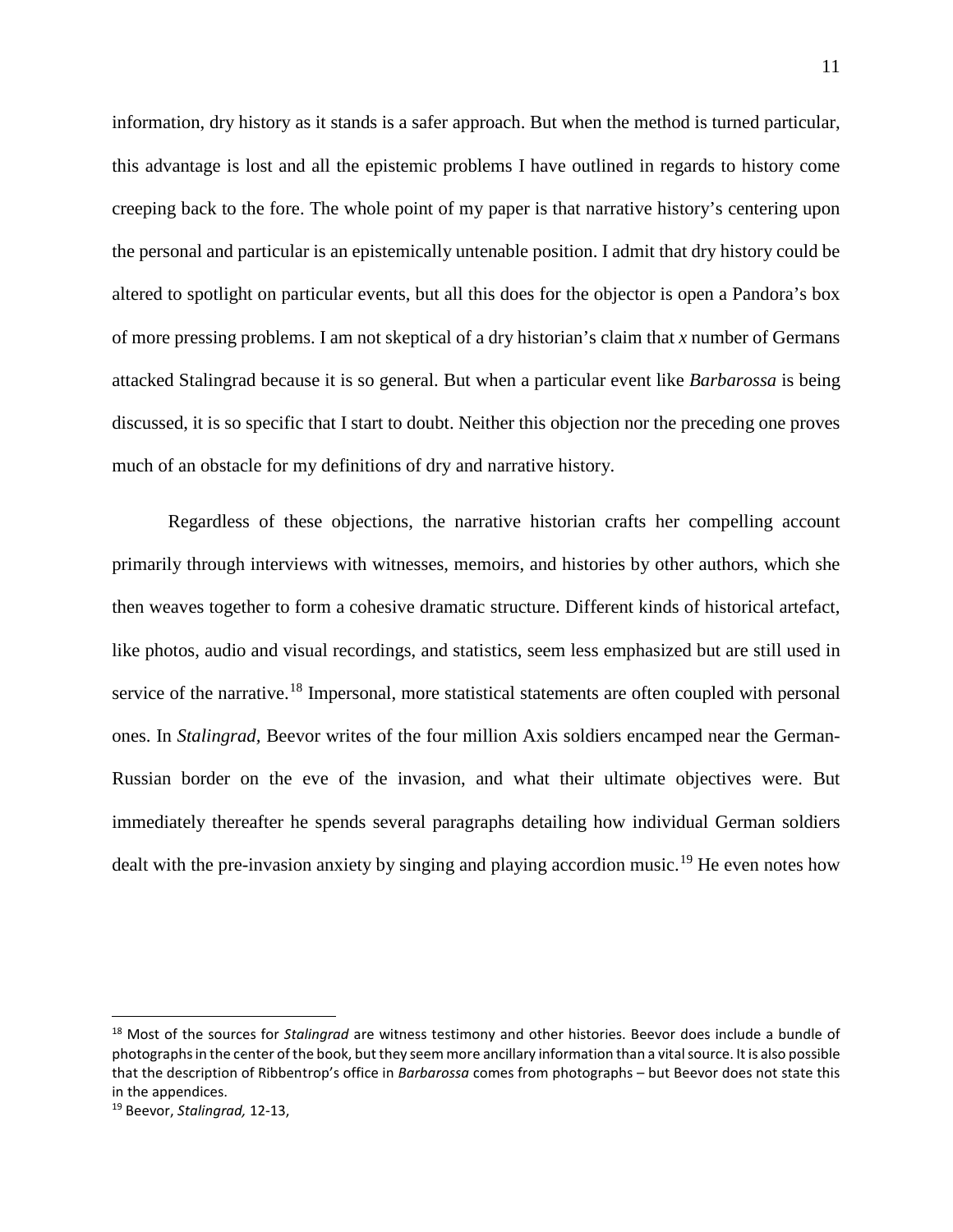information, dry history as it stands is a safer approach. But when the method is turned particular, this advantage is lost and all the epistemic problems I have outlined in regards to history come creeping back to the fore. The whole point of my paper is that narrative history's centering upon the personal and particular is an epistemically untenable position. I admit that dry history could be altered to spotlight on particular events, but all this does for the objector is open a Pandora's box of more pressing problems. I am not skeptical of a dry historian's claim that *x* number of Germans attacked Stalingrad because it is so general. But when a particular event like *Barbarossa* is being discussed, it is so specific that I start to doubt. Neither this objection nor the preceding one proves much of an obstacle for my definitions of dry and narrative history.

Regardless of these objections, the narrative historian crafts her compelling account primarily through interviews with witnesses, memoirs, and histories by other authors, which she then weaves together to form a cohesive dramatic structure. Different kinds of historical artefact, like photos, audio and visual recordings, and statistics, seem less emphasized but are still used in service of the narrative.[18] Impersonal, more statistical statements are often coupled with personal ones. In *Stalingrad*, Beevor writes of the four million Axis soldiers encamped near the German-Russian border on the eve of the invasion, and what their ultimate objectives were. But immediately thereafter he spends several paragraphs detailing how individual German soldiers dealt with the pre-invasion anxiety by singing and playing accordion music.[19] He even notes how

[18] Most of the sources for *Stalingrad* are witness testimony and other histories. Beevor does include a bundle of photographs in the center of the book, but they seem more ancillary information than a vital source. It is also possible that the description of Ribbentrop's office in *Barbarossa* comes from photographs – but Beevor does not state this in the appendices.

[19] Beevor, *Stalingrad,* 12-13,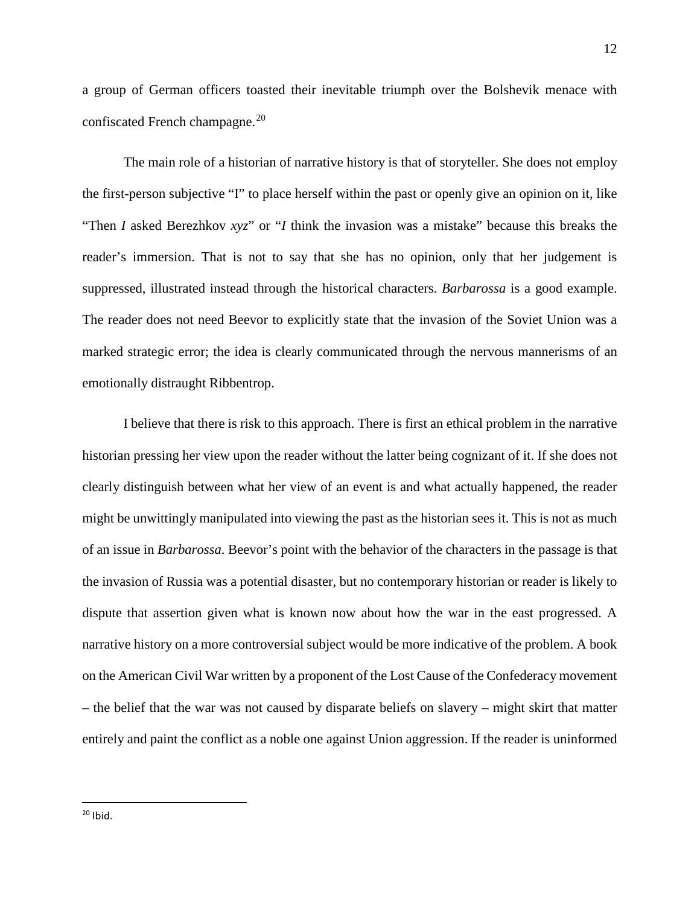a group of German officers toasted their inevitable triumph over the Bolshevik menace with confiscated French champagne.[20]

The main role of a historian of narrative history is that of storyteller. She does not employ the first-person subjective "I" to place herself within the past or openly give an opinion on it, like "Then *I* asked Berezhkov *xyz*" or "*I* think the invasion was a mistake" because this breaks the reader's immersion. That is not to say that she has no opinion, only that her judgement is suppressed, illustrated instead through the historical characters. *Barbarossa* is a good example. The reader does not need Beevor to explicitly state that the invasion of the Soviet Union was a marked strategic error; the idea is clearly communicated through the nervous mannerisms of an emotionally distraught Ribbentrop.

I believe that there is risk to this approach. There is first an ethical problem in the narrative historian pressing her view upon the reader without the latter being cognizant of it. If she does not clearly distinguish between what her view of an event is and what actually happened, the reader might be unwittingly manipulated into viewing the past as the historian sees it. This is not as much of an issue in *Barbarossa*. Beevor's point with the behavior of the characters in the passage is that the invasion of Russia was a potential disaster, but no contemporary historian or reader is likely to dispute that assertion given what is known now about how the war in the east progressed. A narrative history on a more controversial subject would be more indicative of the problem. A book on the American Civil War written by a proponent of the Lost Cause of the Confederacy movement – the belief that the war was not caused by disparate beliefs on slavery – might skirt that matter entirely and paint the conflict as a noble one against Union aggression. If the reader is uninformed

[20] Ibid.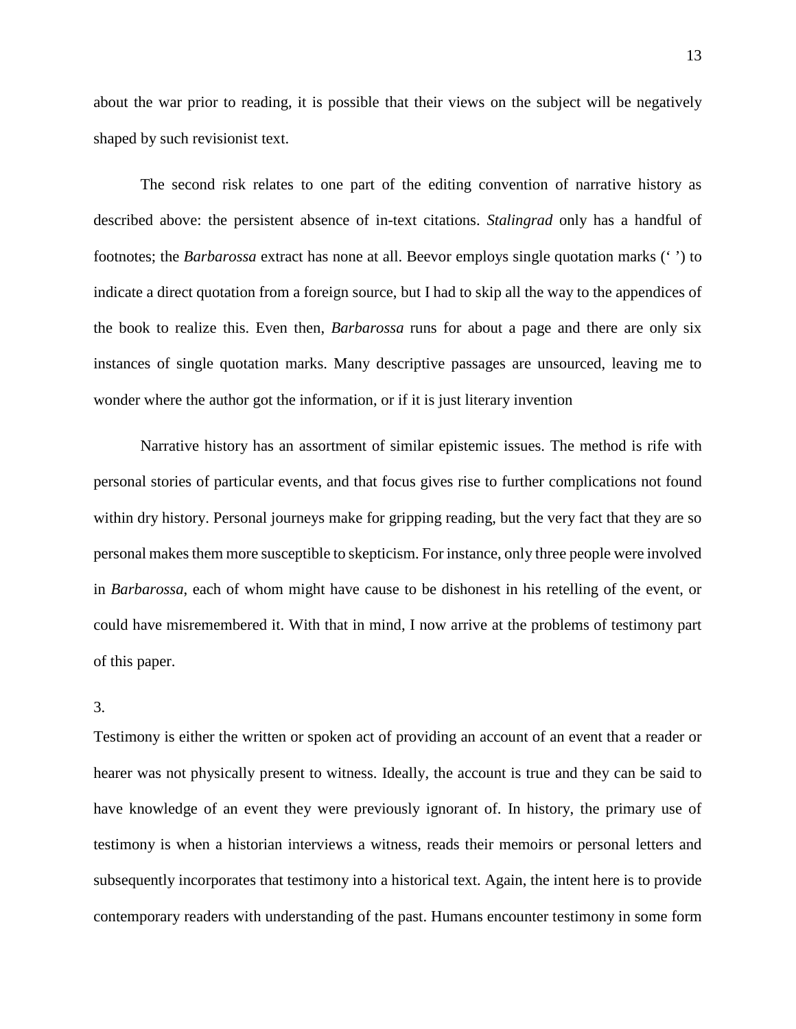about the war prior to reading, it is possible that their views on the subject will be negatively shaped by such revisionist text.

The second risk relates to one part of the editing convention of narrative history as described above: the persistent absence of in-text citations. *Stalingrad* only has a handful of footnotes; the *Barbarossa* extract has none at all. Beevor employs single quotation marks (' ') to indicate a direct quotation from a foreign source, but I had to skip all the way to the appendices of the book to realize this. Even then, *Barbarossa* runs for about a page and there are only six instances of single quotation marks. Many descriptive passages are unsourced, leaving me to wonder where the author got the information, or if it is just literary invention

Narrative history has an assortment of similar epistemic issues. The method is rife with personal stories of particular events, and that focus gives rise to further complications not found within dry history. Personal journeys make for gripping reading, but the very fact that they are so personal makes them more susceptible to skepticism. For instance, only three people were involved in *Barbarossa*, each of whom might have cause to be dishonest in his retelling of the event, or could have misremembered it. With that in mind, I now arrive at the problems of testimony part of this paper.

3.

Testimony is either the written or spoken act of providing an account of an event that a reader or hearer was not physically present to witness. Ideally, the account is true and they can be said to have knowledge of an event they were previously ignorant of. In history, the primary use of testimony is when a historian interviews a witness, reads their memoirs or personal letters and subsequently incorporates that testimony into a historical text. Again, the intent here is to provide contemporary readers with understanding of the past. Humans encounter testimony in some form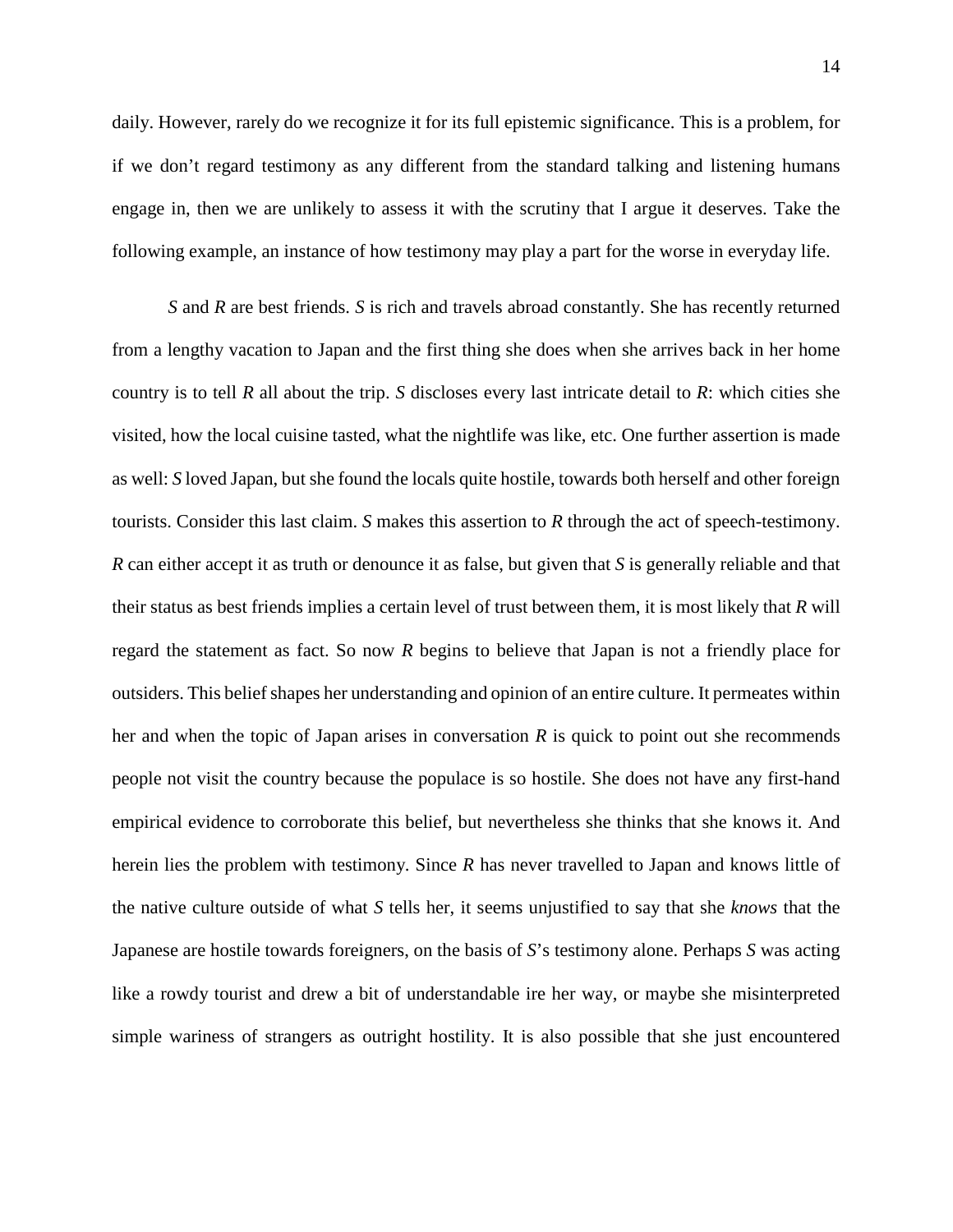daily. However, rarely do we recognize it for its full epistemic significance. This is a problem, for if we don't regard testimony as any different from the standard talking and listening humans engage in, then we are unlikely to assess it with the scrutiny that I argue it deserves. Take the following example, an instance of how testimony may play a part for the worse in everyday life.

*S* and *R* are best friends. *S* is rich and travels abroad constantly. She has recently returned from a lengthy vacation to Japan and the first thing she does when she arrives back in her home country is to tell *R* all about the trip. *S* discloses every last intricate detail to *R*: which cities she visited, how the local cuisine tasted, what the nightlife was like, etc. One further assertion is made as well: *S* loved Japan, but she found the locals quite hostile, towards both herself and other foreign tourists. Consider this last claim. *S* makes this assertion to *R* through the act of speech-testimony. *R* can either accept it as truth or denounce it as false, but given that *S* is generally reliable and that their status as best friends implies a certain level of trust between them, it is most likely that *R* will regard the statement as fact. So now *R* begins to believe that Japan is not a friendly place for outsiders. This belief shapes her understanding and opinion of an entire culture. It permeates within her and when the topic of Japan arises in conversation *R* is quick to point out she recommends people not visit the country because the populace is so hostile. She does not have any first-hand empirical evidence to corroborate this belief, but nevertheless she thinks that she knows it. And herein lies the problem with testimony. Since *R* has never travelled to Japan and knows little of the native culture outside of what *S* tells her, it seems unjustified to say that she *knows* that the Japanese are hostile towards foreigners, on the basis of *S*'s testimony alone. Perhaps *S* was acting like a rowdy tourist and drew a bit of understandable ire her way, or maybe she misinterpreted simple wariness of strangers as outright hostility. It is also possible that she just encountered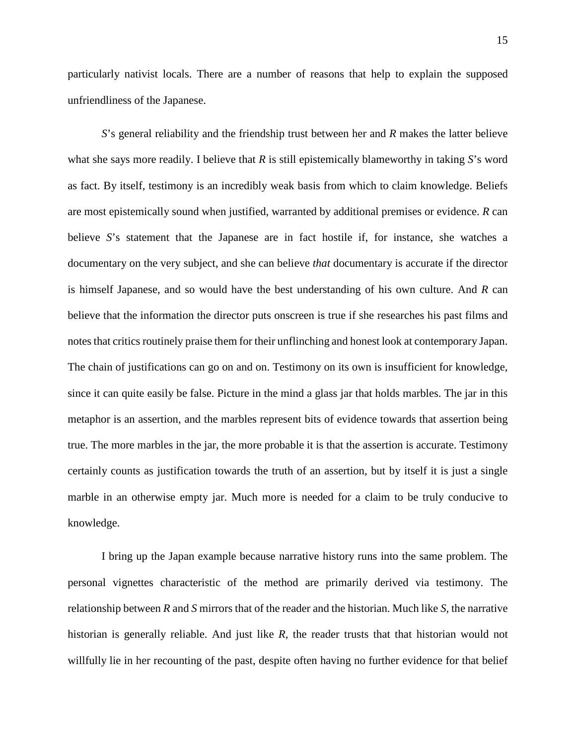particularly nativist locals. There are a number of reasons that help to explain the supposed unfriendliness of the Japanese.

*S*'s general reliability and the friendship trust between her and *R* makes the latter believe what she says more readily. I believe that *R* is still epistemically blameworthy in taking *S*'s word as fact. By itself, testimony is an incredibly weak basis from which to claim knowledge. Beliefs are most epistemically sound when justified, warranted by additional premises or evidence. *R* can believe *S*'s statement that the Japanese are in fact hostile if, for instance, she watches a documentary on the very subject, and she can believe *that* documentary is accurate if the director is himself Japanese, and so would have the best understanding of his own culture. And *R* can believe that the information the director puts onscreen is true if she researches his past films and notes that critics routinely praise them for their unflinching and honest look at contemporary Japan. The chain of justifications can go on and on. Testimony on its own is insufficient for knowledge, since it can quite easily be false. Picture in the mind a glass jar that holds marbles. The jar in this metaphor is an assertion, and the marbles represent bits of evidence towards that assertion being true. The more marbles in the jar, the more probable it is that the assertion is accurate. Testimony certainly counts as justification towards the truth of an assertion, but by itself it is just a single marble in an otherwise empty jar. Much more is needed for a claim to be truly conducive to knowledge.

I bring up the Japan example because narrative history runs into the same problem. The personal vignettes characteristic of the method are primarily derived via testimony. The relationship between *R* and *S* mirrors that of the reader and the historian. Much like *S*, the narrative historian is generally reliable. And just like *R*, the reader trusts that that historian would not willfully lie in her recounting of the past, despite often having no further evidence for that belief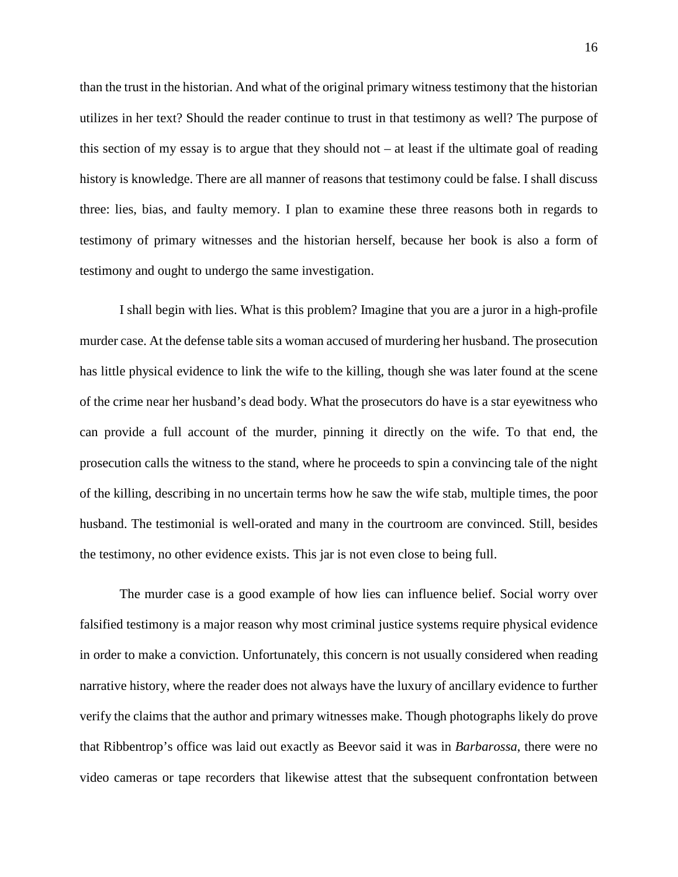than the trust in the historian. And what of the original primary witness testimony that the historian utilizes in her text? Should the reader continue to trust in that testimony as well? The purpose of this section of my essay is to argue that they should not – at least if the ultimate goal of reading history is knowledge. There are all manner of reasons that testimony could be false. I shall discuss three: lies, bias, and faulty memory. I plan to examine these three reasons both in regards to testimony of primary witnesses and the historian herself, because her book is also a form of testimony and ought to undergo the same investigation.

I shall begin with lies. What is this problem? Imagine that you are a juror in a high-profile murder case. At the defense table sits a woman accused of murdering her husband. The prosecution has little physical evidence to link the wife to the killing, though she was later found at the scene of the crime near her husband's dead body. What the prosecutors do have is a star eyewitness who can provide a full account of the murder, pinning it directly on the wife. To that end, the prosecution calls the witness to the stand, where he proceeds to spin a convincing tale of the night of the killing, describing in no uncertain terms how he saw the wife stab, multiple times, the poor husband. The testimonial is well-orated and many in the courtroom are convinced. Still, besides the testimony, no other evidence exists. This jar is not even close to being full.

The murder case is a good example of how lies can influence belief. Social worry over falsified testimony is a major reason why most criminal justice systems require physical evidence in order to make a conviction. Unfortunately, this concern is not usually considered when reading narrative history, where the reader does not always have the luxury of ancillary evidence to further verify the claims that the author and primary witnesses make. Though photographs likely do prove that Ribbentrop's office was laid out exactly as Beevor said it was in *Barbarossa*, there were no video cameras or tape recorders that likewise attest that the subsequent confrontation between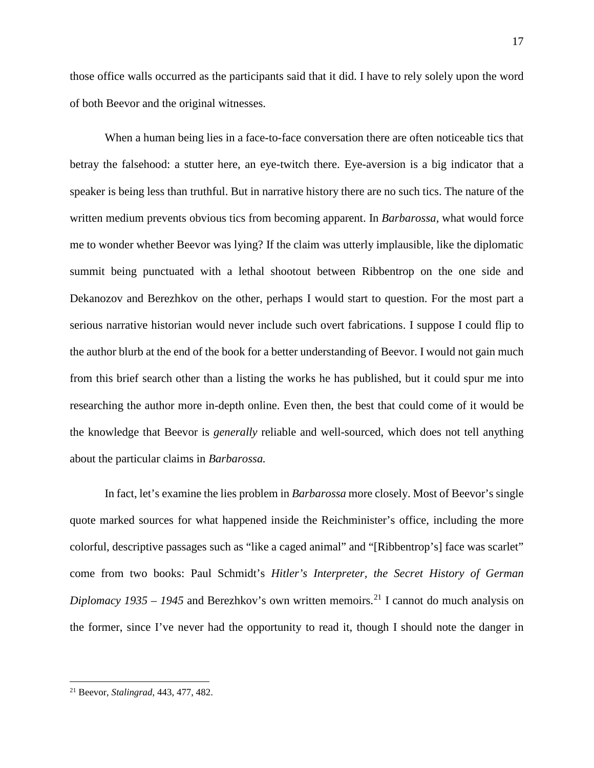those office walls occurred as the participants said that it did. I have to rely solely upon the word of both Beevor and the original witnesses.

When a human being lies in a face-to-face conversation there are often noticeable tics that betray the falsehood: a stutter here, an eye-twitch there. Eye-aversion is a big indicator that a speaker is being less than truthful. But in narrative history there are no such tics. The nature of the written medium prevents obvious tics from becoming apparent. In *Barbarossa*, what would force me to wonder whether Beevor was lying? If the claim was utterly implausible, like the diplomatic summit being punctuated with a lethal shootout between Ribbentrop on the one side and Dekanozov and Berezhkov on the other, perhaps I would start to question. For the most part a serious narrative historian would never include such overt fabrications. I suppose I could flip to the author blurb at the end of the book for a better understanding of Beevor. I would not gain much from this brief search other than a listing the works he has published, but it could spur me into researching the author more in-depth online. Even then, the best that could come of it would be the knowledge that Beevor is *generally* reliable and well-sourced, which does not tell anything about the particular claims in *Barbarossa.*

In fact, let's examine the lies problem in *Barbarossa* more closely. Most of Beevor's single quote marked sources for what happened inside the Reichminister's office, including the more colorful, descriptive passages such as "like a caged animal" and "[Ribbentrop's] face was scarlet" come from two books: Paul Schmidt's *Hitler's Interpreter, the Secret History of German Diplomacy 1935 – 1945* and Berezhkov's own written memoirs.[21] I cannot do much analysis on the former, since I've never had the opportunity to read it, though I should note the danger in

[21] Beevor, *Stalingrad*, 443, 477, 482.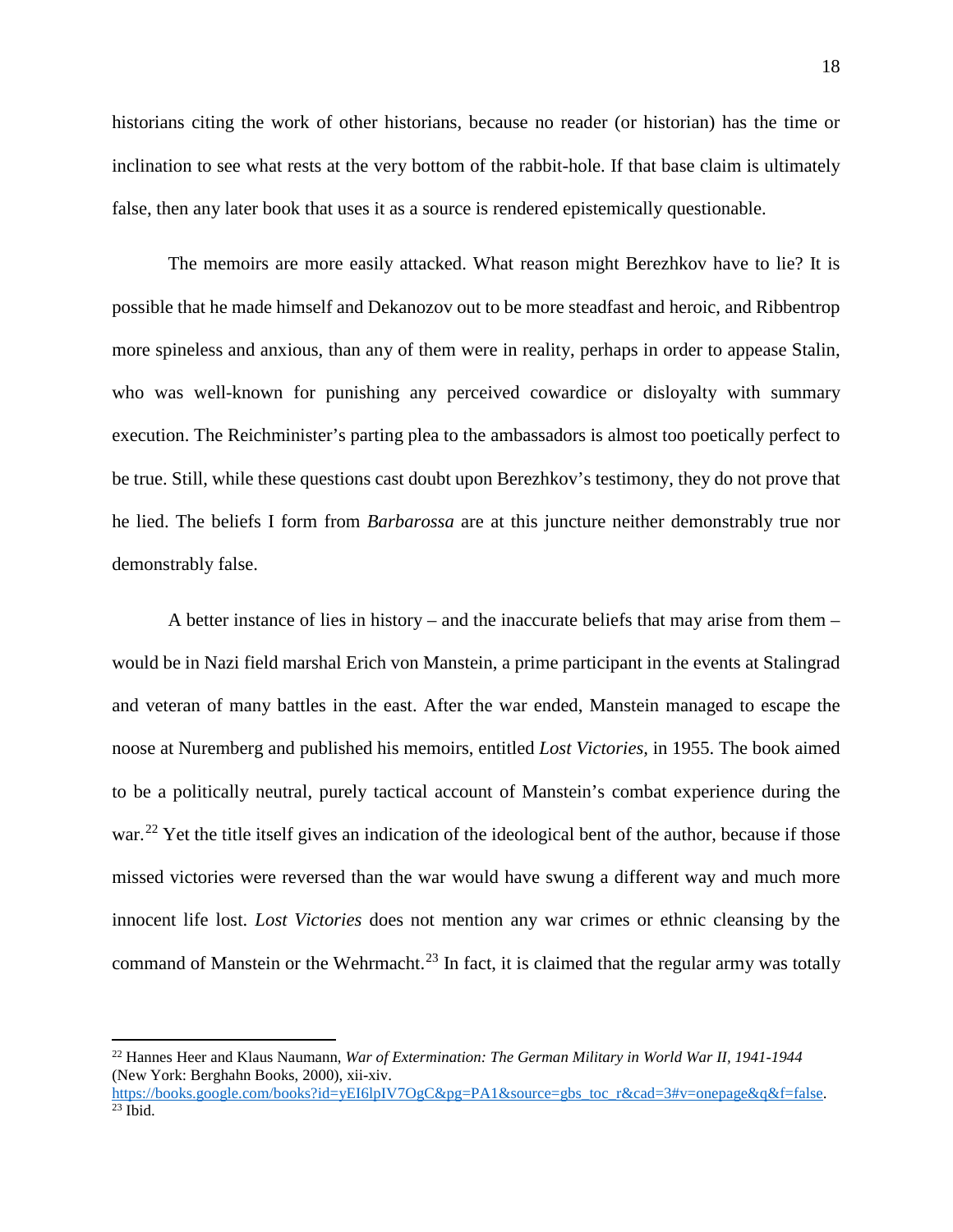historians citing the work of other historians, because no reader (or historian) has the time or inclination to see what rests at the very bottom of the rabbit-hole. If that base claim is ultimately false, then any later book that uses it as a source is rendered epistemically questionable.

The memoirs are more easily attacked. What reason might Berezhkov have to lie? It is possible that he made himself and Dekanozov out to be more steadfast and heroic, and Ribbentrop more spineless and anxious, than any of them were in reality, perhaps in order to appease Stalin, who was well-known for punishing any perceived cowardice or disloyalty with summary execution. The Reichminister's parting plea to the ambassadors is almost too poetically perfect to be true. Still, while these questions cast doubt upon Berezhkov's testimony, they do not prove that he lied. The beliefs I form from *Barbarossa* are at this juncture neither demonstrably true nor demonstrably false.

A better instance of lies in history – and the inaccurate beliefs that may arise from them – would be in Nazi field marshal Erich von Manstein, a prime participant in the events at Stalingrad and veteran of many battles in the east. After the war ended, Manstein managed to escape the noose at Nuremberg and published his memoirs, entitled *Lost Victories*, in 1955. The book aimed to be a politically neutral, purely tactical account of Manstein's combat experience during the war.[22] Yet the title itself gives an indication of the ideological bent of the author, because if those missed victories were reversed than the war would have swung a different way and much more innocent life lost. *Lost Victories* does not mention any war crimes or ethnic cleansing by the command of Manstein or the Wehrmacht.[23] In fact, it is claimed that the regular army was totally

---

[22] Hannes Heer and Klaus Naumann, *War of Extermination: The German Military in World War II, 1941-1944* (New York: Berghahn Books, 2000), xii-xiv. https://books.google.com/books?id=yEI6lpIV7OgC&pg=PA1&source=gbs_toc_r&cad=3#v=onepage&q&f=false.

[23] Ibid.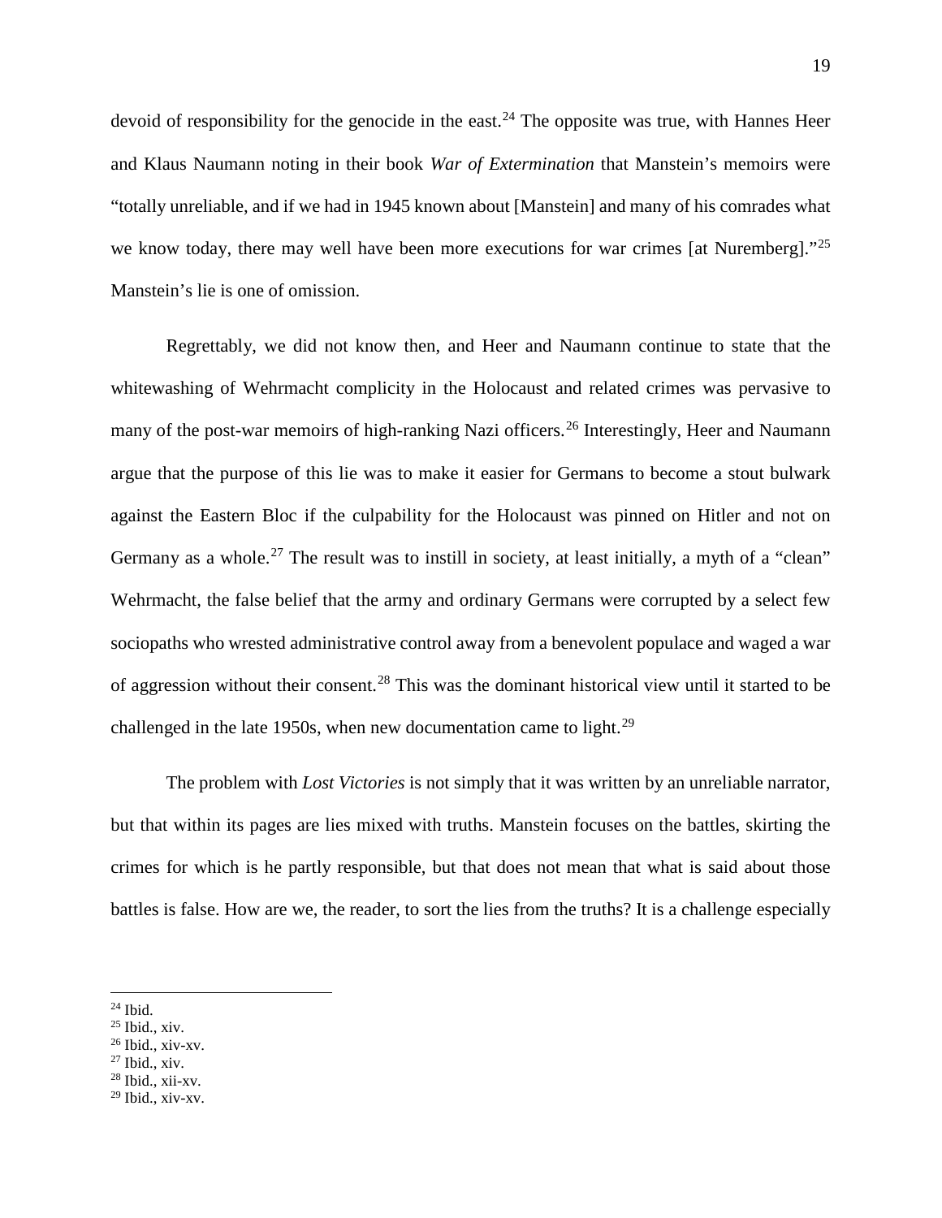devoid of responsibility for the genocide in the east.[24] The opposite was true, with Hannes Heer and Klaus Naumann noting in their book *War of Extermination* that Manstein's memoirs were "totally unreliable, and if we had in 1945 known about [Manstein] and many of his comrades what we know today, there may well have been more executions for war crimes [at Nuremberg]."[25] Manstein's lie is one of omission.

Regrettably, we did not know then, and Heer and Naumann continue to state that the whitewashing of Wehrmacht complicity in the Holocaust and related crimes was pervasive to many of the post-war memoirs of high-ranking Nazi officers.[26] Interestingly, Heer and Naumann argue that the purpose of this lie was to make it easier for Germans to become a stout bulwark against the Eastern Bloc if the culpability for the Holocaust was pinned on Hitler and not on Germany as a whole.[27] The result was to instill in society, at least initially, a myth of a "clean" Wehrmacht, the false belief that the army and ordinary Germans were corrupted by a select few sociopaths who wrested administrative control away from a benevolent populace and waged a war of aggression without their consent.[28] This was the dominant historical view until it started to be challenged in the late 1950s, when new documentation came to light.[29]

The problem with *Lost Victories* is not simply that it was written by an unreliable narrator, but that within its pages are lies mixed with truths. Manstein focuses on the battles, skirting the crimes for which is he partly responsible, but that does not mean that what is said about those battles is false. How are we, the reader, to sort the lies from the truths? It is a challenge especially

---

[24] Ibid.
[25] Ibid., xiv.
[26] Ibid., xiv-xv.
[27] Ibid., xiv.
[28] Ibid., xii-xv.
[29] Ibid., xiv-xv.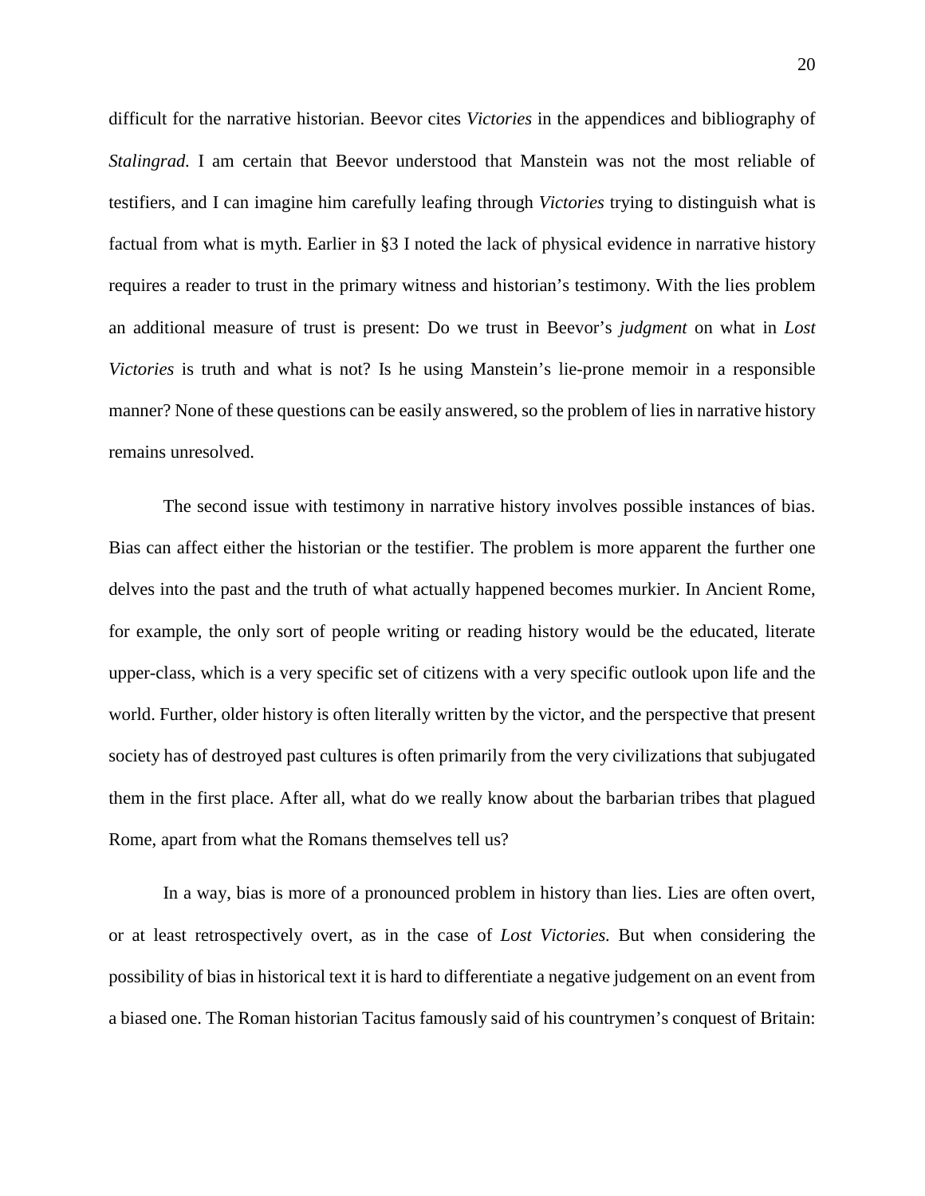difficult for the narrative historian. Beevor cites *Victories* in the appendices and bibliography of *Stalingrad.* I am certain that Beevor understood that Manstein was not the most reliable of testifiers, and I can imagine him carefully leafing through *Victories* trying to distinguish what is factual from what is myth. Earlier in §3 I noted the lack of physical evidence in narrative history requires a reader to trust in the primary witness and historian's testimony. With the lies problem an additional measure of trust is present: Do we trust in Beevor's *judgment* on what in *Lost Victories* is truth and what is not? Is he using Manstein's lie-prone memoir in a responsible manner? None of these questions can be easily answered, so the problem of lies in narrative history remains unresolved.

The second issue with testimony in narrative history involves possible instances of bias. Bias can affect either the historian or the testifier. The problem is more apparent the further one delves into the past and the truth of what actually happened becomes murkier. In Ancient Rome, for example, the only sort of people writing or reading history would be the educated, literate upper-class, which is a very specific set of citizens with a very specific outlook upon life and the world. Further, older history is often literally written by the victor, and the perspective that present society has of destroyed past cultures is often primarily from the very civilizations that subjugated them in the first place. After all, what do we really know about the barbarian tribes that plagued Rome, apart from what the Romans themselves tell us?

In a way, bias is more of a pronounced problem in history than lies. Lies are often overt, or at least retrospectively overt, as in the case of *Lost Victories.* But when considering the possibility of bias in historical text it is hard to differentiate a negative judgement on an event from a biased one. The Roman historian Tacitus famously said of his countrymen's conquest of Britain: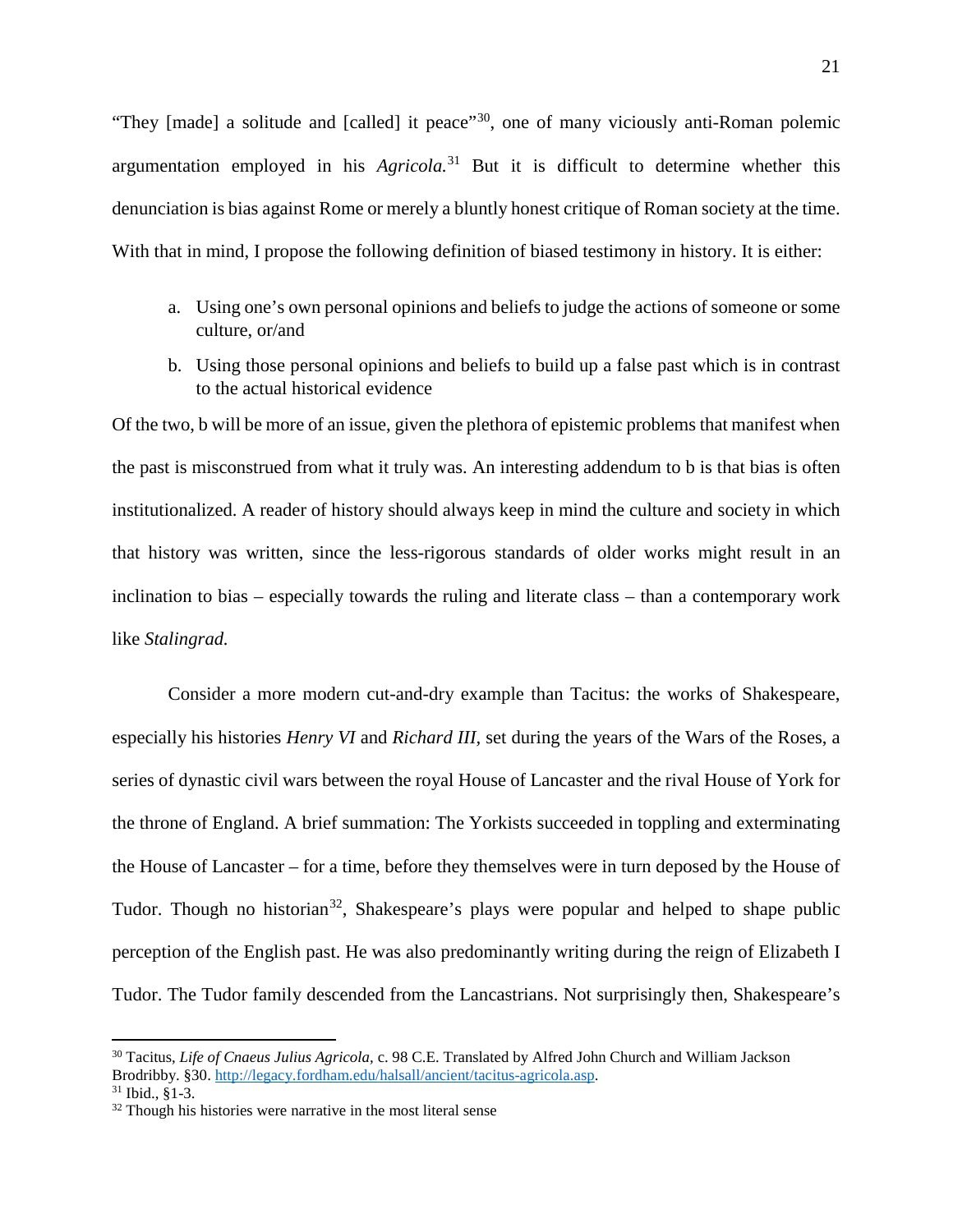"They [made] a solitude and [called] it peace"[30], one of many viciously anti-Roman polemic argumentation employed in his *Agricola.*[31] But it is difficult to determine whether this denunciation is bias against Rome or merely a bluntly honest critique of Roman society at the time. With that in mind, I propose the following definition of biased testimony in history. It is either:

a. Using one's own personal opinions and beliefs to judge the actions of someone or some culture, or/and
b. Using those personal opinions and beliefs to build up a false past which is in contrast to the actual historical evidence

Of the two, b will be more of an issue, given the plethora of epistemic problems that manifest when the past is misconstrued from what it truly was. An interesting addendum to b is that bias is often institutionalized. A reader of history should always keep in mind the culture and society in which that history was written, since the less-rigorous standards of older works might result in an inclination to bias – especially towards the ruling and literate class – than a contemporary work like *Stalingrad.*

Consider a more modern cut-and-dry example than Tacitus: the works of Shakespeare, especially his histories *Henry VI* and *Richard III*, set during the years of the Wars of the Roses, a series of dynastic civil wars between the royal House of Lancaster and the rival House of York for the throne of England. A brief summation: The Yorkists succeeded in toppling and exterminating the House of Lancaster – for a time, before they themselves were in turn deposed by the House of Tudor. Though no historian[32], Shakespeare's plays were popular and helped to shape public perception of the English past. He was also predominantly writing during the reign of Elizabeth I Tudor. The Tudor family descended from the Lancastrians. Not surprisingly then, Shakespeare's

---

[30] Tacitus, *Life of Cnaeus Julius Agricola*, c. 98 C.E. Translated by Alfred John Church and William Jackson Brodribby. §30. http://legacy.fordham.edu/halsall/ancient/tacitus-agricola.asp.

[31] Ibid., §1-3.

[32] Though his histories were narrative in the most literal sense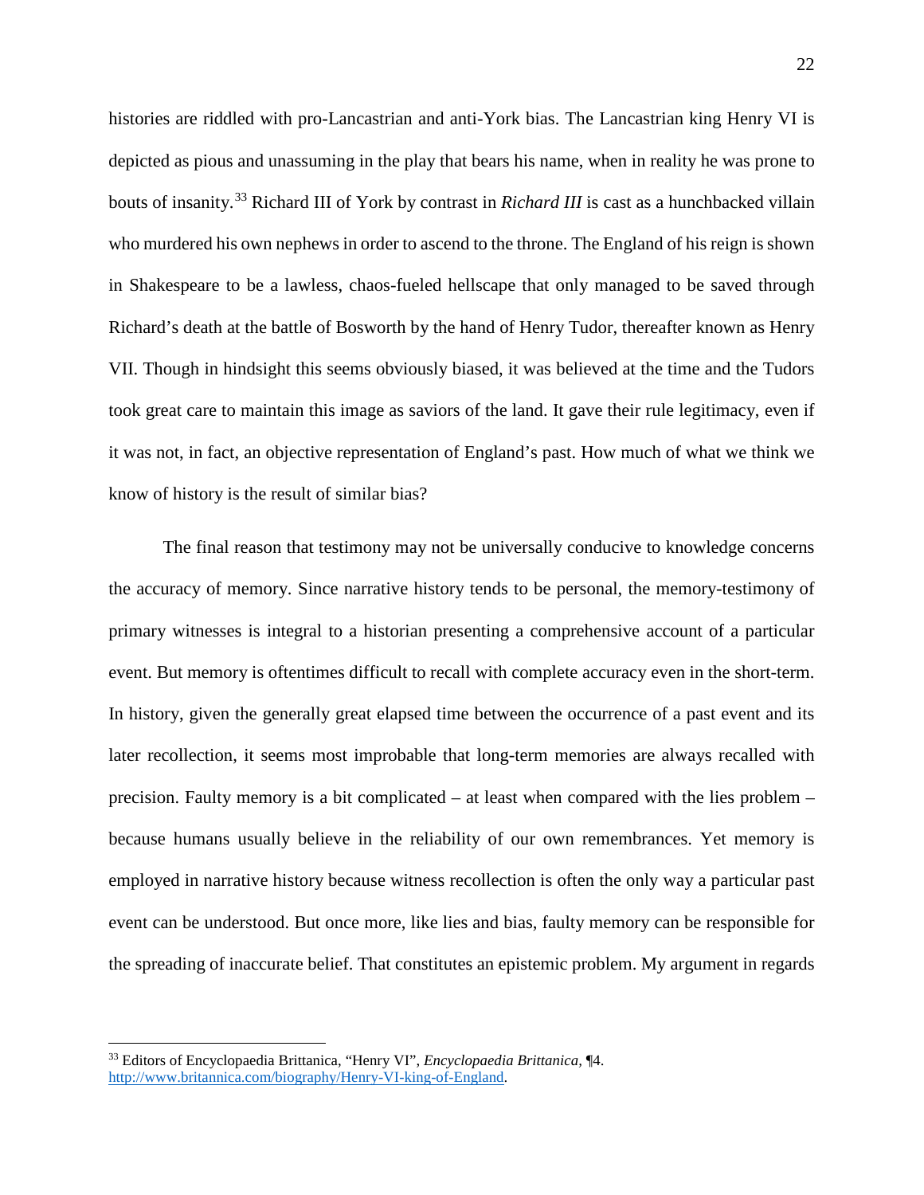histories are riddled with pro-Lancastrian and anti-York bias. The Lancastrian king Henry VI is depicted as pious and unassuming in the play that bears his name, when in reality he was prone to bouts of insanity.[33] Richard III of York by contrast in *Richard III* is cast as a hunchbacked villain who murdered his own nephews in order to ascend to the throne. The England of his reign is shown in Shakespeare to be a lawless, chaos-fueled hellscape that only managed to be saved through Richard's death at the battle of Bosworth by the hand of Henry Tudor, thereafter known as Henry VII. Though in hindsight this seems obviously biased, it was believed at the time and the Tudors took great care to maintain this image as saviors of the land. It gave their rule legitimacy, even if it was not, in fact, an objective representation of England's past. How much of what we think we know of history is the result of similar bias?

The final reason that testimony may not be universally conducive to knowledge concerns the accuracy of memory. Since narrative history tends to be personal, the memory-testimony of primary witnesses is integral to a historian presenting a comprehensive account of a particular event. But memory is oftentimes difficult to recall with complete accuracy even in the short-term. In history, given the generally great elapsed time between the occurrence of a past event and its later recollection, it seems most improbable that long-term memories are always recalled with precision. Faulty memory is a bit complicated – at least when compared with the lies problem – because humans usually believe in the reliability of our own remembrances. Yet memory is employed in narrative history because witness recollection is often the only way a particular past event can be understood. But once more, like lies and bias, faulty memory can be responsible for the spreading of inaccurate belief. That constitutes an epistemic problem. My argument in regards

---

[33] Editors of Encyclopaedia Brittanica, "Henry VI", *Encyclopaedia Brittanica*, ¶4. http://www.britannica.com/biography/Henry-VI-king-of-England.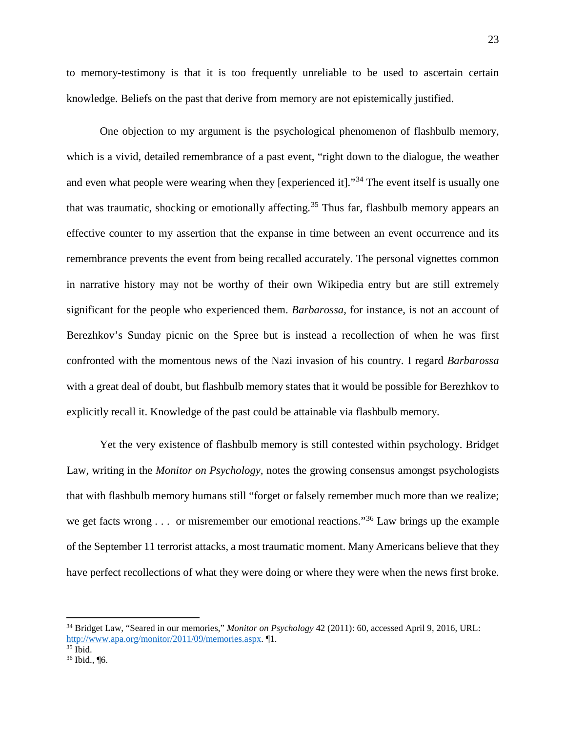to memory-testimony is that it is too frequently unreliable to be used to ascertain certain knowledge. Beliefs on the past that derive from memory are not epistemically justified.

One objection to my argument is the psychological phenomenon of flashbulb memory, which is a vivid, detailed remembrance of a past event, "right down to the dialogue, the weather and even what people were wearing when they [experienced it]."[34] The event itself is usually one that was traumatic, shocking or emotionally affecting.[35] Thus far, flashbulb memory appears an effective counter to my assertion that the expanse in time between an event occurrence and its remembrance prevents the event from being recalled accurately. The personal vignettes common in narrative history may not be worthy of their own Wikipedia entry but are still extremely significant for the people who experienced them. *Barbarossa*, for instance, is not an account of Berezhkov's Sunday picnic on the Spree but is instead a recollection of when he was first confronted with the momentous news of the Nazi invasion of his country. I regard *Barbarossa* with a great deal of doubt, but flashbulb memory states that it would be possible for Berezhkov to explicitly recall it. Knowledge of the past could be attainable via flashbulb memory.

Yet the very existence of flashbulb memory is still contested within psychology. Bridget Law, writing in the *Monitor on Psychology*, notes the growing consensus amongst psychologists that with flashbulb memory humans still "forget or falsely remember much more than we realize; we get facts wrong . . . or misremember our emotional reactions."[36] Law brings up the example of the September 11 terrorist attacks, a most traumatic moment. Many Americans believe that they have perfect recollections of what they were doing or where they were when the news first broke.

---

[34] Bridget Law, "Seared in our memories," *Monitor on Psychology* 42 (2011): 60, accessed April 9, 2016, URL: http://www.apa.org/monitor/2011/09/memories.aspx. ¶1.

[35] Ibid.

[36] Ibid., ¶6.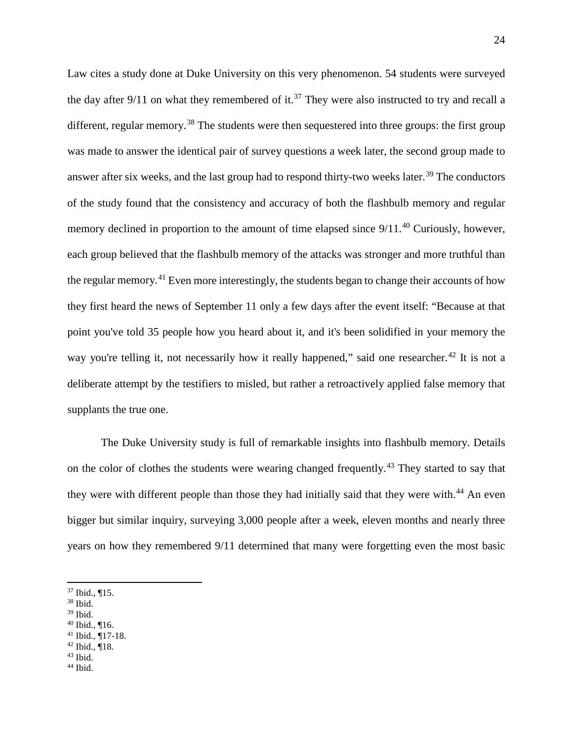Law cites a study done at Duke University on this very phenomenon. 54 students were surveyed the day after 9/11 on what they remembered of it.[37] They were also instructed to try and recall a different, regular memory.[38] The students were then sequestered into three groups: the first group was made to answer the identical pair of survey questions a week later, the second group made to answer after six weeks, and the last group had to respond thirty-two weeks later.[39] The conductors of the study found that the consistency and accuracy of both the flashbulb memory and regular memory declined in proportion to the amount of time elapsed since 9/11.[40] Curiously, however, each group believed that the flashbulb memory of the attacks was stronger and more truthful than the regular memory.[41] Even more interestingly, the students began to change their accounts of how they first heard the news of September 11 only a few days after the event itself: "Because at that point you've told 35 people how you heard about it, and it's been solidified in your memory the way you're telling it, not necessarily how it really happened," said one researcher.[42] It is not a deliberate attempt by the testifiers to misled, but rather a retroactively applied false memory that supplants the true one.

The Duke University study is full of remarkable insights into flashbulb memory. Details on the color of clothes the students were wearing changed frequently.[43] They started to say that they were with different people than those they had initially said that they were with.[44] An even bigger but similar inquiry, surveying 3,000 people after a week, eleven months and nearly three years on how they remembered 9/11 determined that many were forgetting even the most basic

---

[37] Ibid., ¶15.
[38] Ibid.
[39] Ibid.
[40] Ibid., ¶16.
[41] Ibid., ¶17-18.
[42] Ibid., ¶18.
[43] Ibid.
[44] Ibid.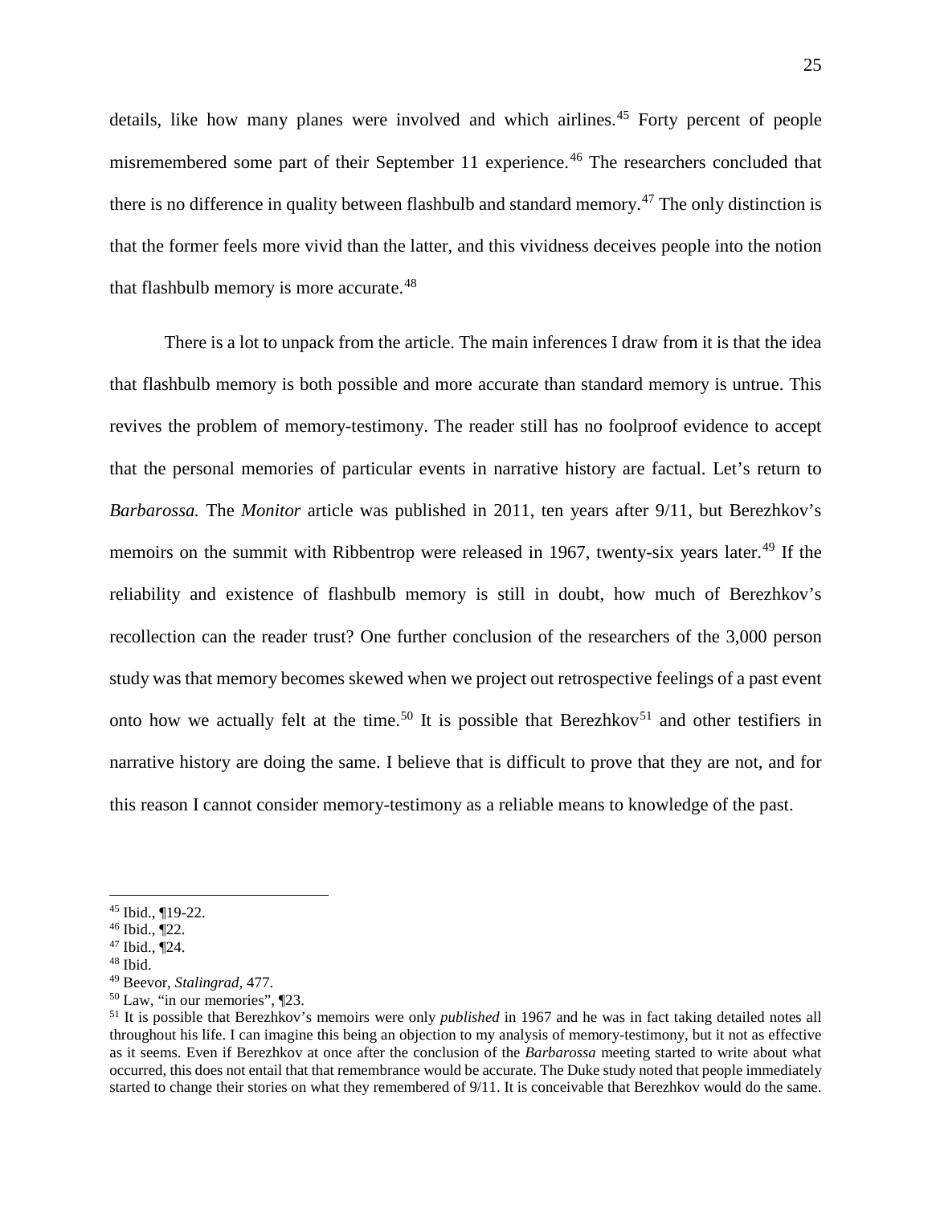details, like how many planes were involved and which airlines.[45] Forty percent of people misremembered some part of their September 11 experience.[46] The researchers concluded that there is no difference in quality between flashbulb and standard memory.[47] The only distinction is that the former feels more vivid than the latter, and this vividness deceives people into the notion that flashbulb memory is more accurate.[48]

There is a lot to unpack from the article. The main inferences I draw from it is that the idea that flashbulb memory is both possible and more accurate than standard memory is untrue. This revives the problem of memory-testimony. The reader still has no foolproof evidence to accept that the personal memories of particular events in narrative history are factual. Let's return to *Barbarossa.* The *Monitor* article was published in 2011, ten years after 9/11, but Berezhkov's memoirs on the summit with Ribbentrop were released in 1967, twenty-six years later.[49] If the reliability and existence of flashbulb memory is still in doubt, how much of Berezhkov's recollection can the reader trust? One further conclusion of the researchers of the 3,000 person study was that memory becomes skewed when we project out retrospective feelings of a past event onto how we actually felt at the time.[50] It is possible that Berezhkov[51] and other testifiers in narrative history are doing the same. I believe that is difficult to prove that they are not, and for this reason I cannot consider memory-testimony as a reliable means to knowledge of the past.

---

[45] Ibid., ¶19-22.
[46] Ibid., ¶22.
[47] Ibid., ¶24.
[48] Ibid.
[49] Beevor, *Stalingrad,* 477.
[50] Law, "in our memories", ¶23.
[51] It is possible that Berezhkov's memoirs were only *published* in 1967 and he was in fact taking detailed notes all throughout his life. I can imagine this being an objection to my analysis of memory-testimony, but it not as effective as it seems. Even if Berezhkov at once after the conclusion of the *Barbarossa* meeting started to write about what occurred, this does not entail that that remembrance would be accurate. The Duke study noted that people immediately started to change their stories on what they remembered of 9/11. It is conceivable that Berezhkov would do the same.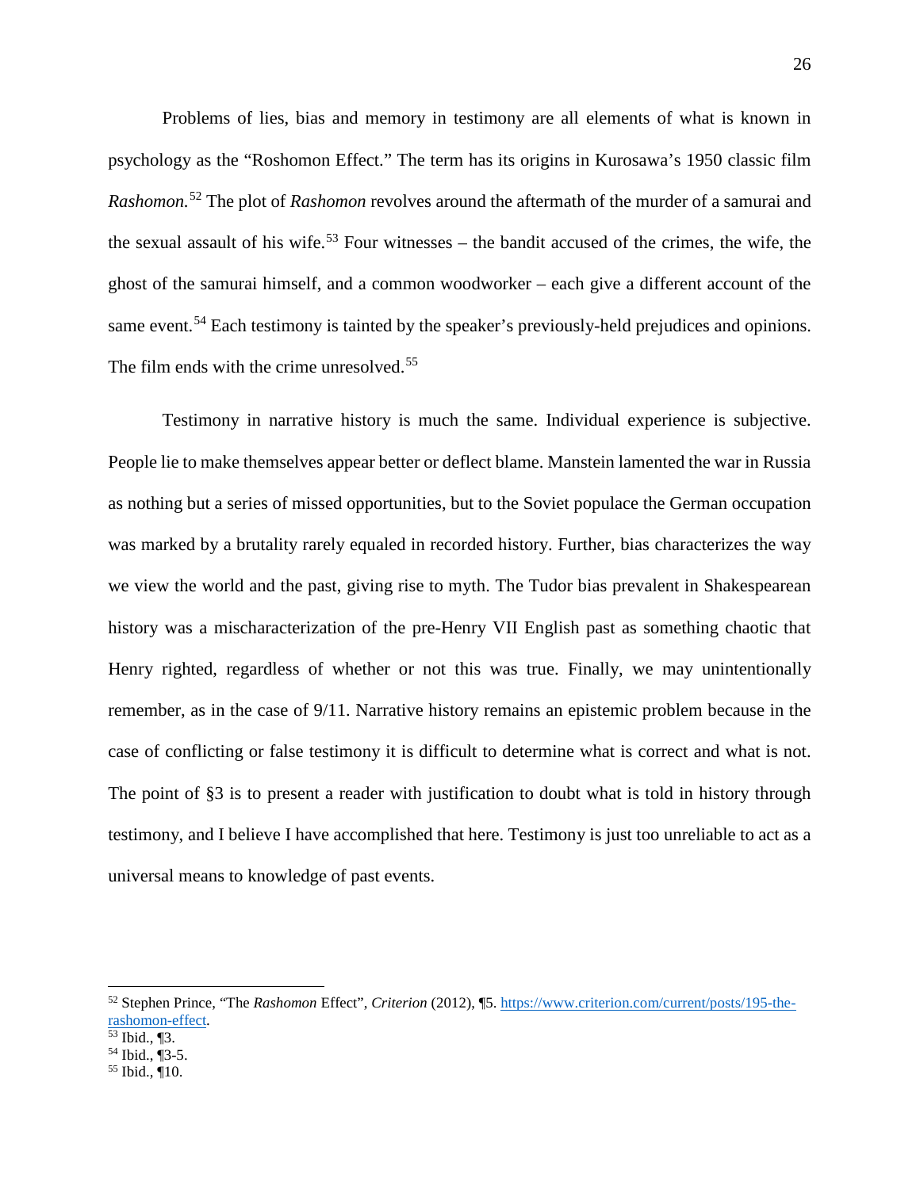Problems of lies, bias and memory in testimony are all elements of what is known in psychology as the "Roshomon Effect." The term has its origins in Kurosawa's 1950 classic film *Rashomon.*[52] The plot of *Rashomon* revolves around the aftermath of the murder of a samurai and the sexual assault of his wife.[53] Four witnesses – the bandit accused of the crimes, the wife, the ghost of the samurai himself, and a common woodworker – each give a different account of the same event.[54] Each testimony is tainted by the speaker's previously-held prejudices and opinions. The film ends with the crime unresolved.[55]

Testimony in narrative history is much the same. Individual experience is subjective. People lie to make themselves appear better or deflect blame. Manstein lamented the war in Russia as nothing but a series of missed opportunities, but to the Soviet populace the German occupation was marked by a brutality rarely equaled in recorded history. Further, bias characterizes the way we view the world and the past, giving rise to myth. The Tudor bias prevalent in Shakespearean history was a mischaracterization of the pre-Henry VII English past as something chaotic that Henry righted, regardless of whether or not this was true. Finally, we may unintentionally remember, as in the case of 9/11. Narrative history remains an epistemic problem because in the case of conflicting or false testimony it is difficult to determine what is correct and what is not. The point of §3 is to present a reader with justification to doubt what is told in history through testimony, and I believe I have accomplished that here. Testimony is just too unreliable to act as a universal means to knowledge of past events.

---

[52] Stephen Prince, "The *Rashomon* Effect", *Criterion* (2012), ¶5. https://www.criterion.com/current/posts/195-the-rashomon-effect.

[53] Ibid., ¶3.

[54] Ibid., ¶3-5.

[55] Ibid., ¶10.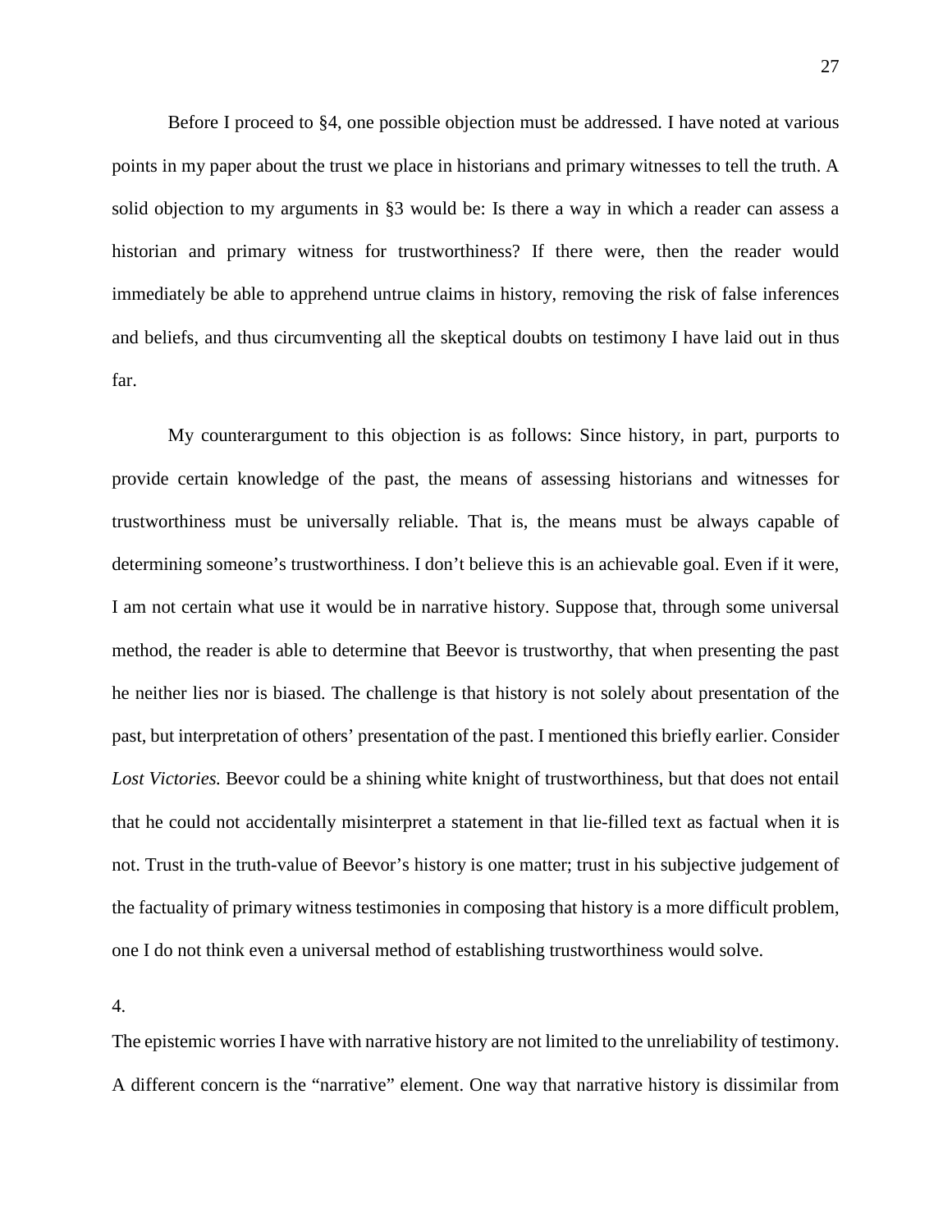Before I proceed to §4, one possible objection must be addressed. I have noted at various points in my paper about the trust we place in historians and primary witnesses to tell the truth. A solid objection to my arguments in §3 would be: Is there a way in which a reader can assess a historian and primary witness for trustworthiness? If there were, then the reader would immediately be able to apprehend untrue claims in history, removing the risk of false inferences and beliefs, and thus circumventing all the skeptical doubts on testimony I have laid out in thus far.

My counterargument to this objection is as follows: Since history, in part, purports to provide certain knowledge of the past, the means of assessing historians and witnesses for trustworthiness must be universally reliable. That is, the means must be always capable of determining someone's trustworthiness. I don't believe this is an achievable goal. Even if it were, I am not certain what use it would be in narrative history. Suppose that, through some universal method, the reader is able to determine that Beevor is trustworthy, that when presenting the past he neither lies nor is biased. The challenge is that history is not solely about presentation of the past, but interpretation of others' presentation of the past. I mentioned this briefly earlier. Consider *Lost Victories.* Beevor could be a shining white knight of trustworthiness, but that does not entail that he could not accidentally misinterpret a statement in that lie-filled text as factual when it is not. Trust in the truth-value of Beevor's history is one matter; trust in his subjective judgement of the factuality of primary witness testimonies in composing that history is a more difficult problem, one I do not think even a universal method of establishing trustworthiness would solve.

4.

The epistemic worries I have with narrative history are not limited to the unreliability of testimony. A different concern is the "narrative" element. One way that narrative history is dissimilar from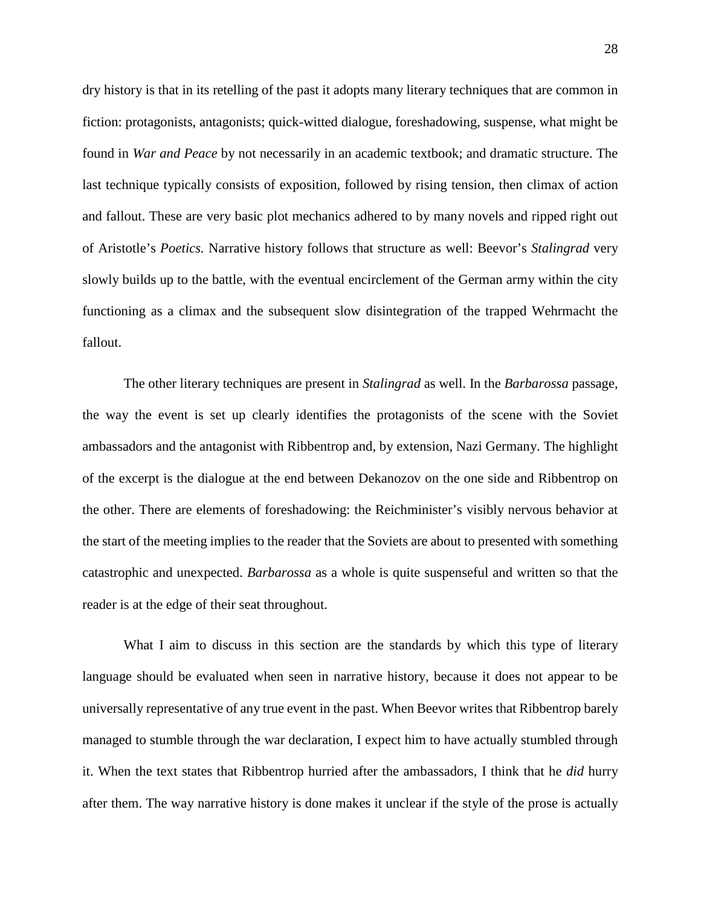dry history is that in its retelling of the past it adopts many literary techniques that are common in fiction: protagonists, antagonists; quick-witted dialogue, foreshadowing, suspense, what might be found in *War and Peace* by not necessarily in an academic textbook; and dramatic structure. The last technique typically consists of exposition, followed by rising tension, then climax of action and fallout. These are very basic plot mechanics adhered to by many novels and ripped right out of Aristotle's *Poetics.* Narrative history follows that structure as well: Beevor's *Stalingrad* very slowly builds up to the battle, with the eventual encirclement of the German army within the city functioning as a climax and the subsequent slow disintegration of the trapped Wehrmacht the fallout.

The other literary techniques are present in *Stalingrad* as well. In the *Barbarossa* passage, the way the event is set up clearly identifies the protagonists of the scene with the Soviet ambassadors and the antagonist with Ribbentrop and, by extension, Nazi Germany. The highlight of the excerpt is the dialogue at the end between Dekanozov on the one side and Ribbentrop on the other. There are elements of foreshadowing: the Reichminister's visibly nervous behavior at the start of the meeting implies to the reader that the Soviets are about to presented with something catastrophic and unexpected. *Barbarossa* as a whole is quite suspenseful and written so that the reader is at the edge of their seat throughout.

What I aim to discuss in this section are the standards by which this type of literary language should be evaluated when seen in narrative history, because it does not appear to be universally representative of any true event in the past. When Beevor writes that Ribbentrop barely managed to stumble through the war declaration, I expect him to have actually stumbled through it. When the text states that Ribbentrop hurried after the ambassadors, I think that he *did* hurry after them. The way narrative history is done makes it unclear if the style of the prose is actually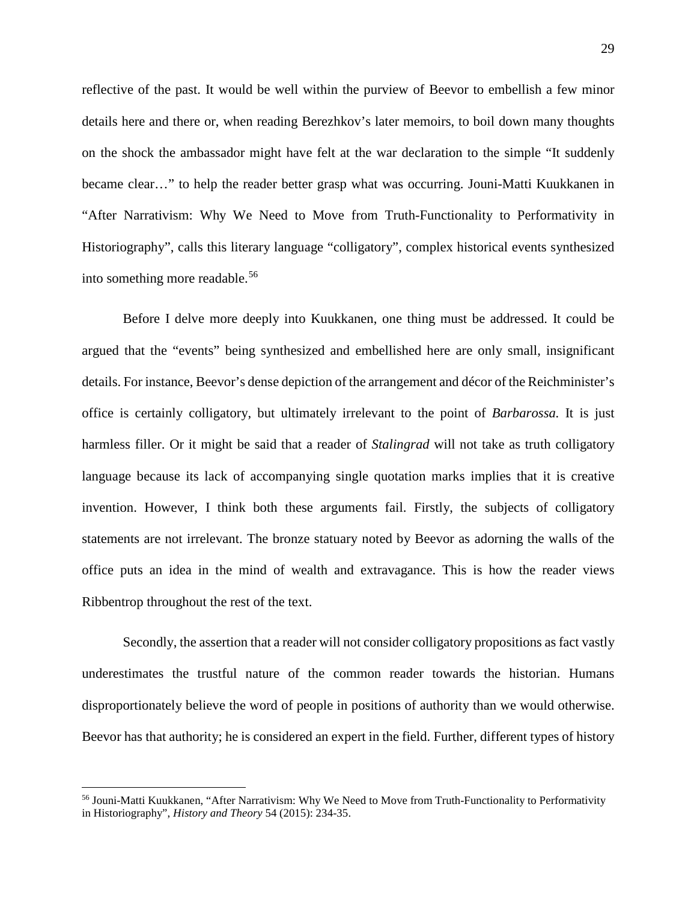reflective of the past. It would be well within the purview of Beevor to embellish a few minor details here and there or, when reading Berezhkov's later memoirs, to boil down many thoughts on the shock the ambassador might have felt at the war declaration to the simple "It suddenly became clear…" to help the reader better grasp what was occurring. Jouni-Matti Kuukkanen in "After Narrativism: Why We Need to Move from Truth-Functionality to Performativity in Historiography", calls this literary language "colligatory", complex historical events synthesized into something more readable.[56]

Before I delve more deeply into Kuukkanen, one thing must be addressed. It could be argued that the "events" being synthesized and embellished here are only small, insignificant details. For instance, Beevor's dense depiction of the arrangement and décor of the Reichminister's office is certainly colligatory, but ultimately irrelevant to the point of *Barbarossa.* It is just harmless filler. Or it might be said that a reader of *Stalingrad* will not take as truth colligatory language because its lack of accompanying single quotation marks implies that it is creative invention. However, I think both these arguments fail. Firstly, the subjects of colligatory statements are not irrelevant. The bronze statuary noted by Beevor as adorning the walls of the office puts an idea in the mind of wealth and extravagance. This is how the reader views Ribbentrop throughout the rest of the text.

Secondly, the assertion that a reader will not consider colligatory propositions as fact vastly underestimates the trustful nature of the common reader towards the historian. Humans disproportionately believe the word of people in positions of authority than we would otherwise. Beevor has that authority; he is considered an expert in the field. Further, different types of history

---

[56] Jouni-Matti Kuukkanen, "After Narrativism: Why We Need to Move from Truth-Functionality to Performativity in Historiography", *History and Theory* 54 (2015): 234-35.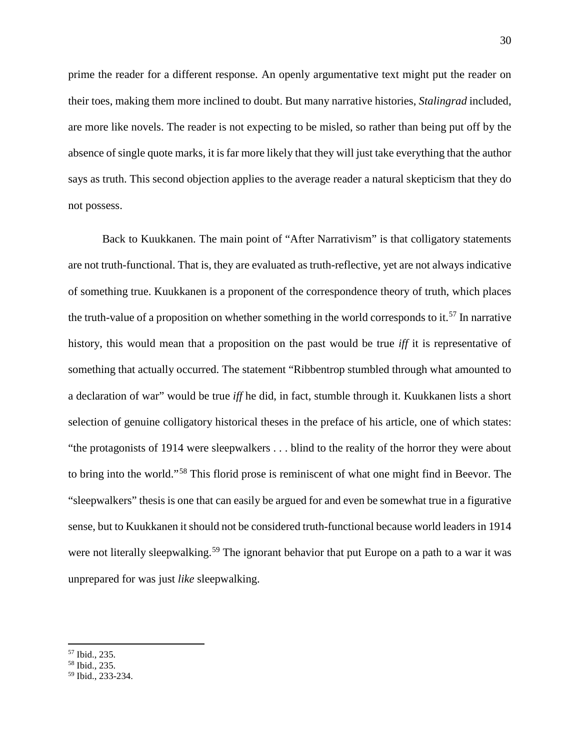prime the reader for a different response. An openly argumentative text might put the reader on their toes, making them more inclined to doubt. But many narrative histories, *Stalingrad* included, are more like novels. The reader is not expecting to be misled, so rather than being put off by the absence of single quote marks, it is far more likely that they will just take everything that the author says as truth. This second objection applies to the average reader a natural skepticism that they do not possess.

Back to Kuukkanen. The main point of "After Narrativism" is that colligatory statements are not truth-functional. That is, they are evaluated as truth-reflective, yet are not always indicative of something true. Kuukkanen is a proponent of the correspondence theory of truth, which places the truth-value of a proposition on whether something in the world corresponds to it.[57] In narrative history, this would mean that a proposition on the past would be true *iff* it is representative of something that actually occurred. The statement "Ribbentrop stumbled through what amounted to a declaration of war" would be true *iff* he did, in fact, stumble through it. Kuukkanen lists a short selection of genuine colligatory historical theses in the preface of his article, one of which states: "the protagonists of 1914 were sleepwalkers . . . blind to the reality of the horror they were about to bring into the world."[58] This florid prose is reminiscent of what one might find in Beevor. The "sleepwalkers" thesis is one that can easily be argued for and even be somewhat true in a figurative sense, but to Kuukkanen it should not be considered truth-functional because world leaders in 1914 were not literally sleepwalking.[59] The ignorant behavior that put Europe on a path to a war it was unprepared for was just *like* sleepwalking.

---

[57] Ibid., 235.
[58] Ibid., 235.
[59] Ibid., 233-234.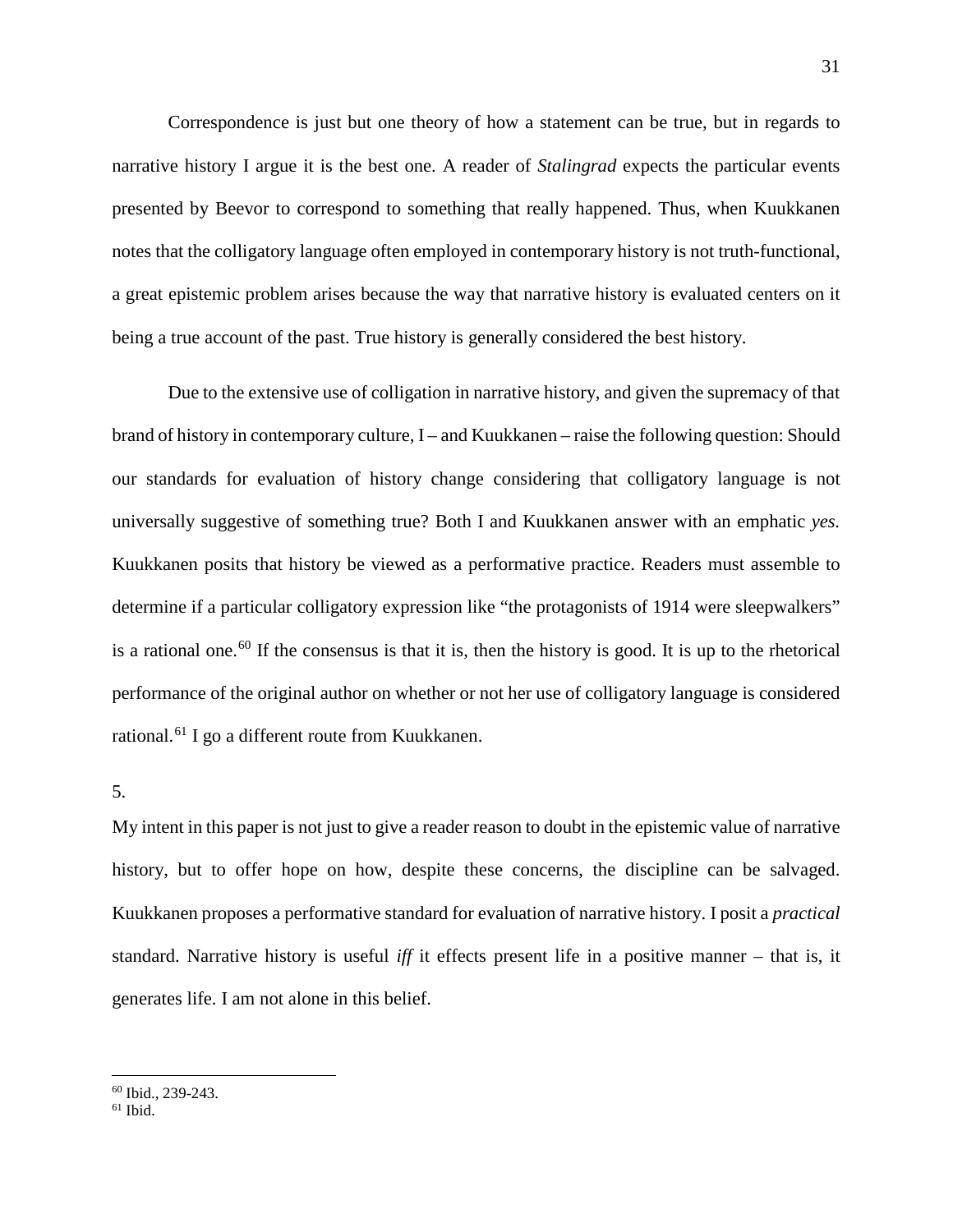Correspondence is just but one theory of how a statement can be true, but in regards to narrative history I argue it is the best one. A reader of *Stalingrad* expects the particular events presented by Beevor to correspond to something that really happened. Thus, when Kuukkanen notes that the colligatory language often employed in contemporary history is not truth-functional, a great epistemic problem arises because the way that narrative history is evaluated centers on it being a true account of the past. True history is generally considered the best history.

Due to the extensive use of colligation in narrative history, and given the supremacy of that brand of history in contemporary culture, I – and Kuukkanen – raise the following question: Should our standards for evaluation of history change considering that colligatory language is not universally suggestive of something true? Both I and Kuukkanen answer with an emphatic *yes.* Kuukkanen posits that history be viewed as a performative practice. Readers must assemble to determine if a particular colligatory expression like "the protagonists of 1914 were sleepwalkers" is a rational one.[60] If the consensus is that it is, then the history is good. It is up to the rhetorical performance of the original author on whether or not her use of colligatory language is considered rational.[61] I go a different route from Kuukkanen.

5.

My intent in this paper is not just to give a reader reason to doubt in the epistemic value of narrative history, but to offer hope on how, despite these concerns, the discipline can be salvaged. Kuukkanen proposes a performative standard for evaluation of narrative history. I posit a *practical* standard. Narrative history is useful *iff* it effects present life in a positive manner – that is, it generates life. I am not alone in this belief.

---

[60] Ibid., 239-243.

[61] Ibid.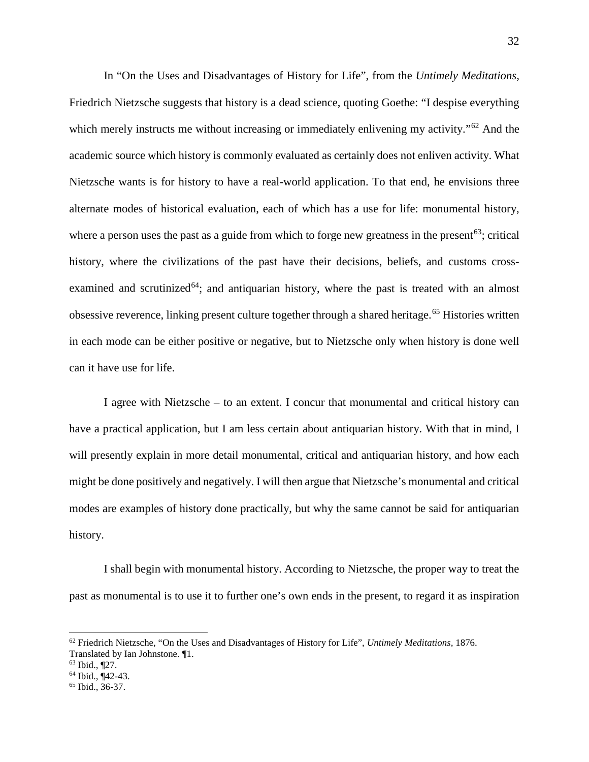In "On the Uses and Disadvantages of History for Life", from the *Untimely Meditations*, Friedrich Nietzsche suggests that history is a dead science, quoting Goethe: "I despise everything which merely instructs me without increasing or immediately enlivening my activity."[62] And the academic source which history is commonly evaluated as certainly does not enliven activity. What Nietzsche wants is for history to have a real-world application. To that end, he envisions three alternate modes of historical evaluation, each of which has a use for life: monumental history, where a person uses the past as a guide from which to forge new greatness in the present[63]; critical history, where the civilizations of the past have their decisions, beliefs, and customs cross-examined and scrutinized[64]; and antiquarian history, where the past is treated with an almost obsessive reverence, linking present culture together through a shared heritage.[65] Histories written in each mode can be either positive or negative, but to Nietzsche only when history is done well can it have use for life.

I agree with Nietzsche – to an extent. I concur that monumental and critical history can have a practical application, but I am less certain about antiquarian history. With that in mind, I will presently explain in more detail monumental, critical and antiquarian history, and how each might be done positively and negatively. I will then argue that Nietzsche's monumental and critical modes are examples of history done practically, but why the same cannot be said for antiquarian history.

I shall begin with monumental history. According to Nietzsche, the proper way to treat the past as monumental is to use it to further one's own ends in the present, to regard it as inspiration

---

[62] Friedrich Nietzsche, "On the Uses and Disadvantages of History for Life", *Untimely Meditations*, 1876. Translated by Ian Johnstone. ¶1.

[63] Ibid., ¶27.

[64] Ibid., ¶42-43.

[65] Ibid., 36-37.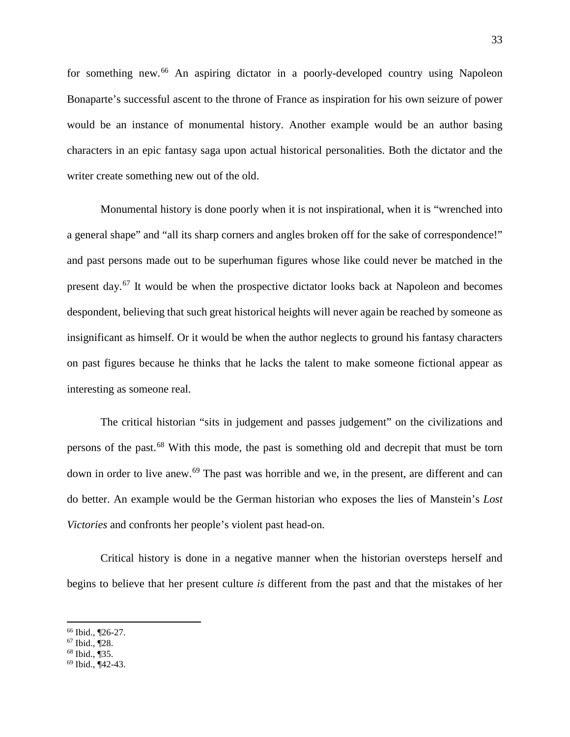for something new.[66] An aspiring dictator in a poorly-developed country using Napoleon Bonaparte's successful ascent to the throne of France as inspiration for his own seizure of power would be an instance of monumental history. Another example would be an author basing characters in an epic fantasy saga upon actual historical personalities. Both the dictator and the writer create something new out of the old.

Monumental history is done poorly when it is not inspirational, when it is "wrenched into a general shape" and "all its sharp corners and angles broken off for the sake of correspondence!" and past persons made out to be superhuman figures whose like could never be matched in the present day.[67] It would be when the prospective dictator looks back at Napoleon and becomes despondent, believing that such great historical heights will never again be reached by someone as insignificant as himself. Or it would be when the author neglects to ground his fantasy characters on past figures because he thinks that he lacks the talent to make someone fictional appear as interesting as someone real.

The critical historian "sits in judgement and passes judgement" on the civilizations and persons of the past.[68] With this mode, the past is something old and decrepit that must be torn down in order to live anew.[69] The past was horrible and we, in the present, are different and can do better. An example would be the German historian who exposes the lies of Manstein's *Lost Victories* and confronts her people's violent past head-on.

Critical history is done in a negative manner when the historian oversteps herself and begins to believe that her present culture *is* different from the past and that the mistakes of her

---

[66] Ibid., ¶26-27.
[67] Ibid., ¶28.
[68] Ibid., ¶35.
[69] Ibid., ¶42-43.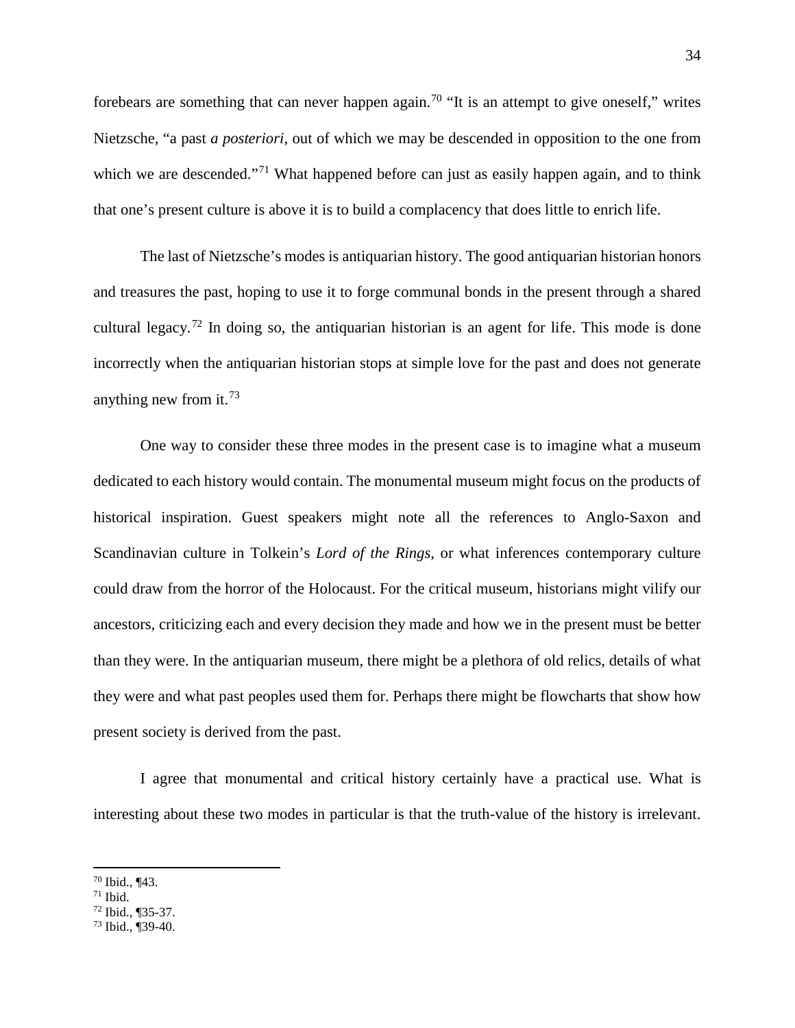forebears are something that can never happen again.[70] "It is an attempt to give oneself," writes Nietzsche, "a past *a posteriori*, out of which we may be descended in opposition to the one from which we are descended."[71] What happened before can just as easily happen again, and to think that one's present culture is above it is to build a complacency that does little to enrich life.

The last of Nietzsche's modes is antiquarian history. The good antiquarian historian honors and treasures the past, hoping to use it to forge communal bonds in the present through a shared cultural legacy.[72] In doing so, the antiquarian historian is an agent for life. This mode is done incorrectly when the antiquarian historian stops at simple love for the past and does not generate anything new from it.[73]

One way to consider these three modes in the present case is to imagine what a museum dedicated to each history would contain. The monumental museum might focus on the products of historical inspiration. Guest speakers might note all the references to Anglo-Saxon and Scandinavian culture in Tolkein's *Lord of the Rings*, or what inferences contemporary culture could draw from the horror of the Holocaust. For the critical museum, historians might vilify our ancestors, criticizing each and every decision they made and how we in the present must be better than they were. In the antiquarian museum, there might be a plethora of old relics, details of what they were and what past peoples used them for. Perhaps there might be flowcharts that show how present society is derived from the past.

I agree that monumental and critical history certainly have a practical use. What is interesting about these two modes in particular is that the truth-value of the history is irrelevant.

---

[70] Ibid., ¶43.
[71] Ibid.
[72] Ibid., ¶35-37.
[73] Ibid., ¶39-40.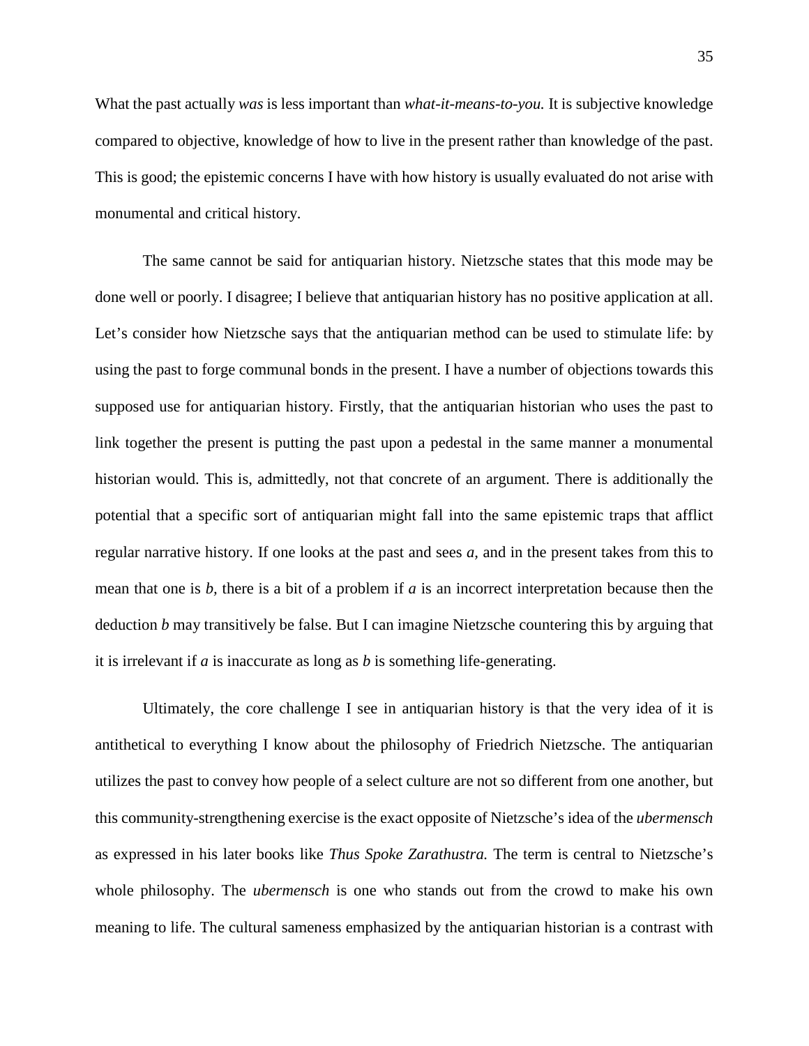What the past actually *was* is less important than *what-it-means-to-you.* It is subjective knowledge compared to objective, knowledge of how to live in the present rather than knowledge of the past. This is good; the epistemic concerns I have with how history is usually evaluated do not arise with monumental and critical history.

The same cannot be said for antiquarian history. Nietzsche states that this mode may be done well or poorly. I disagree; I believe that antiquarian history has no positive application at all. Let's consider how Nietzsche says that the antiquarian method can be used to stimulate life: by using the past to forge communal bonds in the present. I have a number of objections towards this supposed use for antiquarian history. Firstly, that the antiquarian historian who uses the past to link together the present is putting the past upon a pedestal in the same manner a monumental historian would. This is, admittedly, not that concrete of an argument. There is additionally the potential that a specific sort of antiquarian might fall into the same epistemic traps that afflict regular narrative history. If one looks at the past and sees *a*, and in the present takes from this to mean that one is *b*, there is a bit of a problem if *a* is an incorrect interpretation because then the deduction *b* may transitively be false. But I can imagine Nietzsche countering this by arguing that it is irrelevant if *a* is inaccurate as long as *b* is something life-generating.

Ultimately, the core challenge I see in antiquarian history is that the very idea of it is antithetical to everything I know about the philosophy of Friedrich Nietzsche. The antiquarian utilizes the past to convey how people of a select culture are not so different from one another, but this community-strengthening exercise is the exact opposite of Nietzsche's idea of the *ubermensch* as expressed in his later books like *Thus Spoke Zarathustra.* The term is central to Nietzsche's whole philosophy. The *ubermensch* is one who stands out from the crowd to make his own meaning to life. The cultural sameness emphasized by the antiquarian historian is a contrast with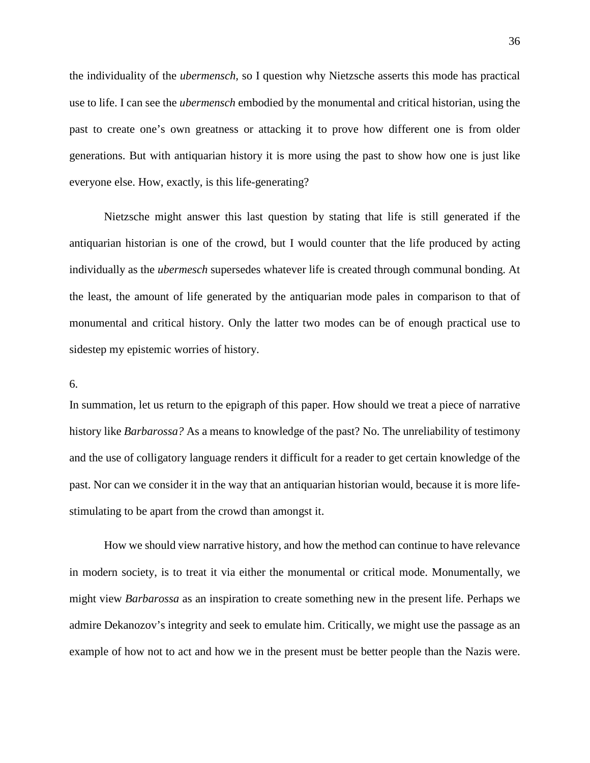the individuality of the *ubermensch*, so I question why Nietzsche asserts this mode has practical use to life. I can see the *ubermensch* embodied by the monumental and critical historian, using the past to create one's own greatness or attacking it to prove how different one is from older generations. But with antiquarian history it is more using the past to show how one is just like everyone else. How, exactly, is this life-generating?

Nietzsche might answer this last question by stating that life is still generated if the antiquarian historian is one of the crowd, but I would counter that the life produced by acting individually as the *ubermesch* supersedes whatever life is created through communal bonding. At the least, the amount of life generated by the antiquarian mode pales in comparison to that of monumental and critical history. Only the latter two modes can be of enough practical use to sidestep my epistemic worries of history.

6.

In summation, let us return to the epigraph of this paper. How should we treat a piece of narrative history like *Barbarossa?* As a means to knowledge of the past? No. The unreliability of testimony and the use of colligatory language renders it difficult for a reader to get certain knowledge of the past. Nor can we consider it in the way that an antiquarian historian would, because it is more life-stimulating to be apart from the crowd than amongst it.

How we should view narrative history, and how the method can continue to have relevance in modern society, is to treat it via either the monumental or critical mode. Monumentally, we might view *Barbarossa* as an inspiration to create something new in the present life. Perhaps we admire Dekanozov's integrity and seek to emulate him. Critically, we might use the passage as an example of how not to act and how we in the present must be better people than the Nazis were.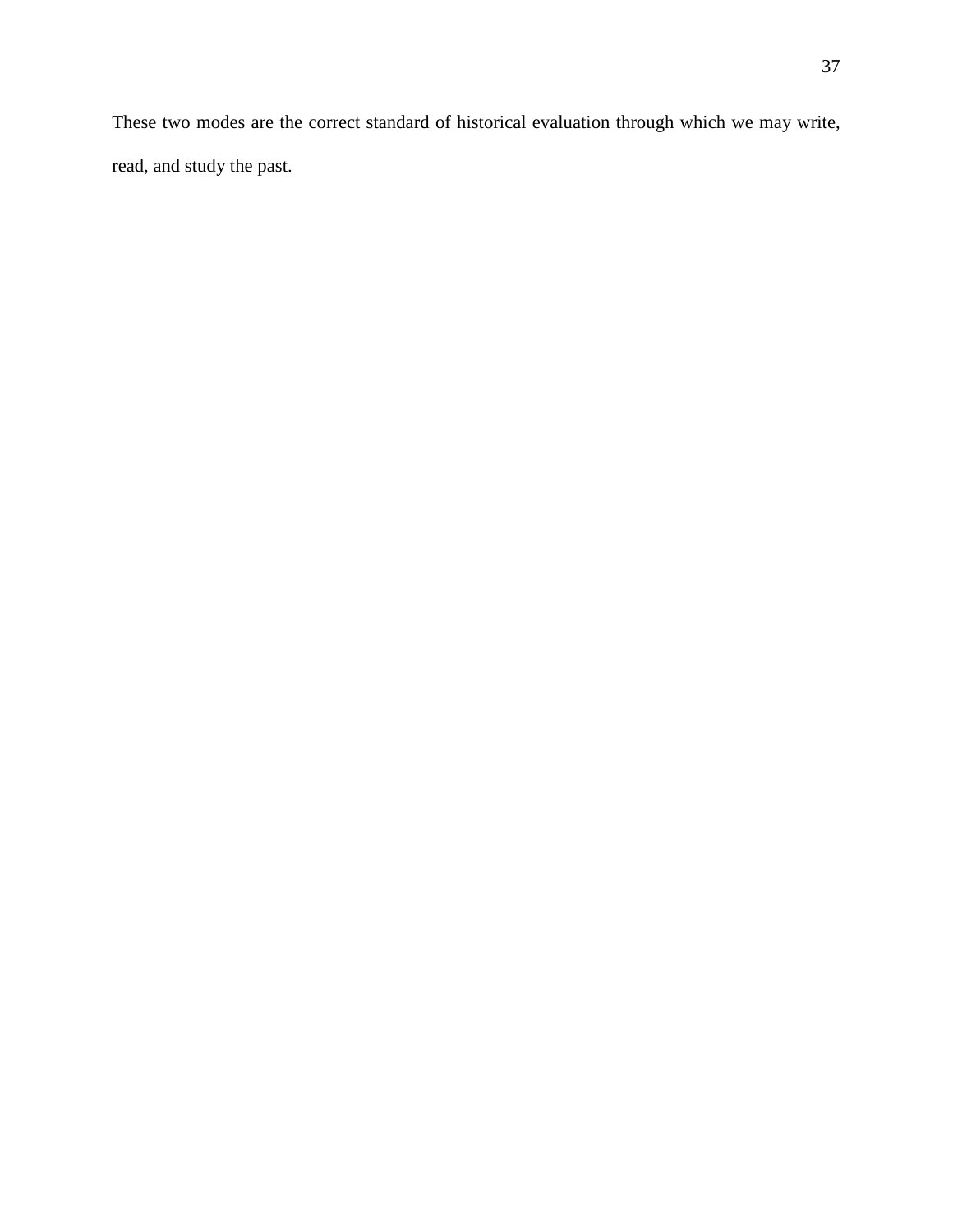These two modes are the correct standard of historical evaluation through which we may write, read, and study the past.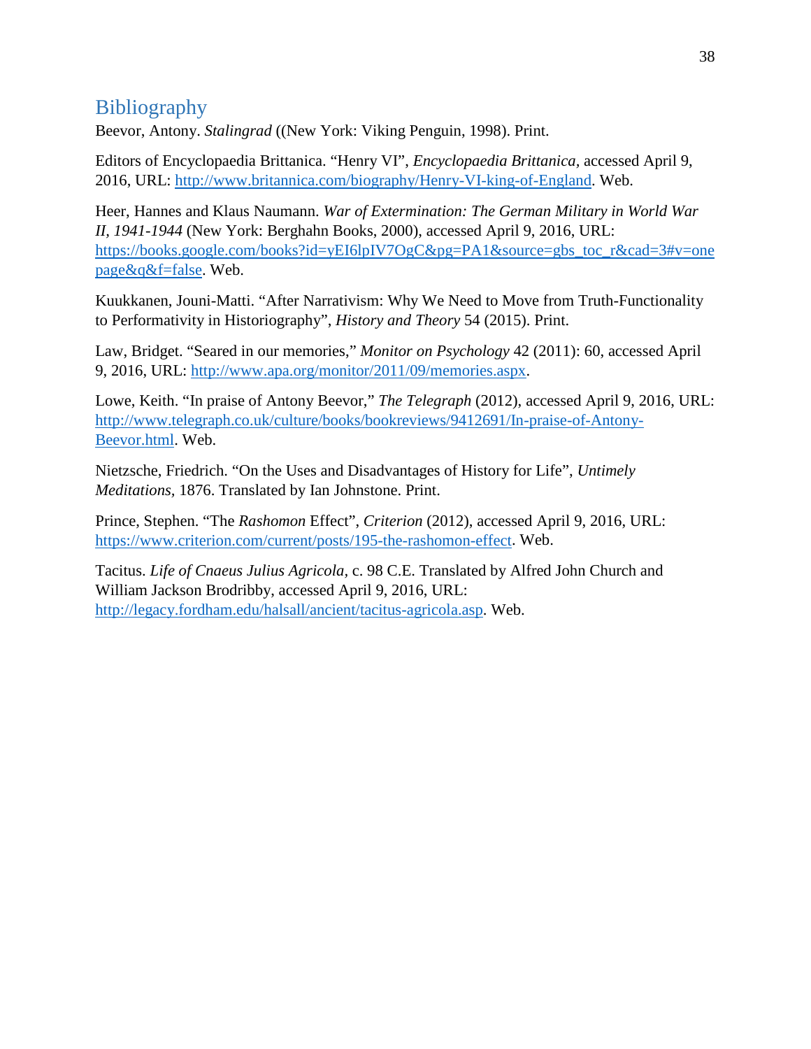## Bibliography

Beevor, Antony. *Stalingrad* ((New York: Viking Penguin, 1998). Print.

Editors of Encyclopaedia Brittanica. "Henry VI", *Encyclopaedia Brittanica*, accessed April 9, 2016, URL: http://www.britannica.com/biography/Henry-VI-king-of-England. Web.

Heer, Hannes and Klaus Naumann. *War of Extermination: The German Military in World War II, 1941-1944* (New York: Berghahn Books, 2000), accessed April 9, 2016, URL: https://books.google.com/books?id=yEI6lpIV7OgC&pg=PA1&source=gbs_toc_r&cad=3#v=onepage&q&f=false. Web.

Kuukkanen, Jouni-Matti. "After Narrativism: Why We Need to Move from Truth-Functionality to Performativity in Historiography", *History and Theory* 54 (2015). Print.

Law, Bridget. "Seared in our memories," *Monitor on Psychology* 42 (2011): 60, accessed April 9, 2016, URL: http://www.apa.org/monitor/2011/09/memories.aspx.

Lowe, Keith. "In praise of Antony Beevor," *The Telegraph* (2012), accessed April 9, 2016, URL: http://www.telegraph.co.uk/culture/books/bookreviews/9412691/In-praise-of-Antony-Beevor.html. Web.

Nietzsche, Friedrich. "On the Uses and Disadvantages of History for Life", *Untimely Meditations*, 1876. Translated by Ian Johnstone. Print.

Prince, Stephen. "The *Rashomon* Effect", *Criterion* (2012), accessed April 9, 2016, URL: https://www.criterion.com/current/posts/195-the-rashomon-effect. Web.

Tacitus. *Life of Cnaeus Julius Agricola*, c. 98 C.E. Translated by Alfred John Church and William Jackson Brodribby, accessed April 9, 2016, URL: http://legacy.fordham.edu/halsall/ancient/tacitus-agricola.asp. Web.